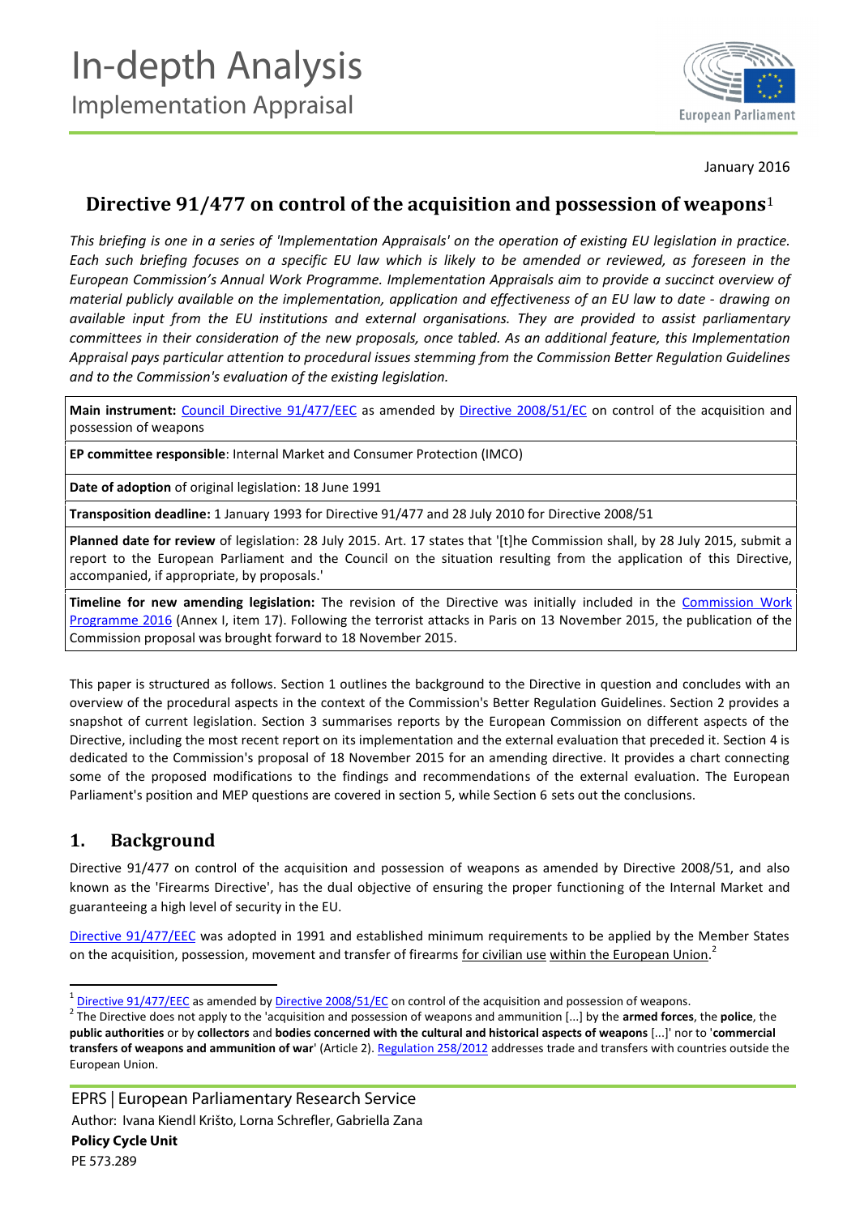# In-depth Analysis
## Implementation Appraisal

January 2016

# Directive 91/477 on control of the acquisition and possession of weapons[1]

*This briefing is one in a series of 'Implementation Appraisals' on the operation of existing EU legislation in practice. Each such briefing focuses on a specific EU law which is likely to be amended or reviewed, as foreseen in the European Commission's Annual Work Programme. Implementation Appraisals aim to provide a succinct overview of material publicly available on the implementation, application and effectiveness of an EU law to date - drawing on available input from the EU institutions and external organisations. They are provided to assist parliamentary committees in their consideration of the new proposals, once tabled. As an additional feature, this Implementation Appraisal pays particular attention to procedural issues stemming from the Commission Better Regulation Guidelines and to the Commission's evaluation of the existing legislation.*

| |
|---|
| **Main instrument:** Council Directive 91/477/EEC as amended by Directive 2008/51/EC on control of the acquisition and possession of weapons |
| **EP committee responsible**: Internal Market and Consumer Protection (IMCO) |
| **Date of adoption** of original legislation: 18 June 1991 |
| **Transposition deadline:** 1 January 1993 for Directive 91/477 and 28 July 2010 for Directive 2008/51 |
| **Planned date for review** of legislation: 28 July 2015. Art. 17 states that '[t]he Commission shall, by 28 July 2015, submit a report to the European Parliament and the Council on the situation resulting from the application of this Directive, accompanied, if appropriate, by proposals.' |
| **Timeline for new amending legislation:** The revision of the Directive was initially included in the Commission Work Programme 2016 (Annex I, item 17). Following the terrorist attacks in Paris on 13 November 2015, the publication of the Commission proposal was brought forward to 18 November 2015. |

This paper is structured as follows. Section 1 outlines the background to the Directive in question and concludes with an overview of the procedural aspects in the context of the Commission's Better Regulation Guidelines. Section 2 provides a snapshot of current legislation. Section 3 summarises reports by the European Commission on different aspects of the Directive, including the most recent report on its implementation and the external evaluation that preceded it. Section 4 is dedicated to the Commission's proposal of 18 November 2015 for an amending directive. It provides a chart connecting some of the proposed modifications to the findings and recommendations of the external evaluation. The European Parliament's position and MEP questions are covered in section 5, while Section 6 sets out the conclusions.

## 1. Background

Directive 91/477 on control of the acquisition and possession of weapons as amended by Directive 2008/51, and also known as the 'Firearms Directive', has the dual objective of ensuring the proper functioning of the Internal Market and guaranteeing a high level of security in the EU.

Directive 91/477/EEC was adopted in 1991 and established minimum requirements to be applied by the Member States on the acquisition, possession, movement and transfer of firearms for civilian use within the European Union.[2]

[1] Directive 91/477/EEC as amended by Directive 2008/51/EC on control of the acquisition and possession of weapons.

[2] The Directive does not apply to the 'acquisition and possession of weapons and ammunition [...] by the **armed forces**, the **police**, the **public authorities** or by **collectors** and **bodies concerned with the cultural and historical aspects of weapons** [...]' nor to '**commercial transfers of weapons and ammunition of war**' (Article 2). Regulation 258/2012 addresses trade and transfers with countries outside the European Union.

EPRS | European Parliamentary Research Service
Author: Ivana Kiendl Krišto, Lorna Schrefler, Gabriella Zana
**Policy Cycle Unit**
PE 573.289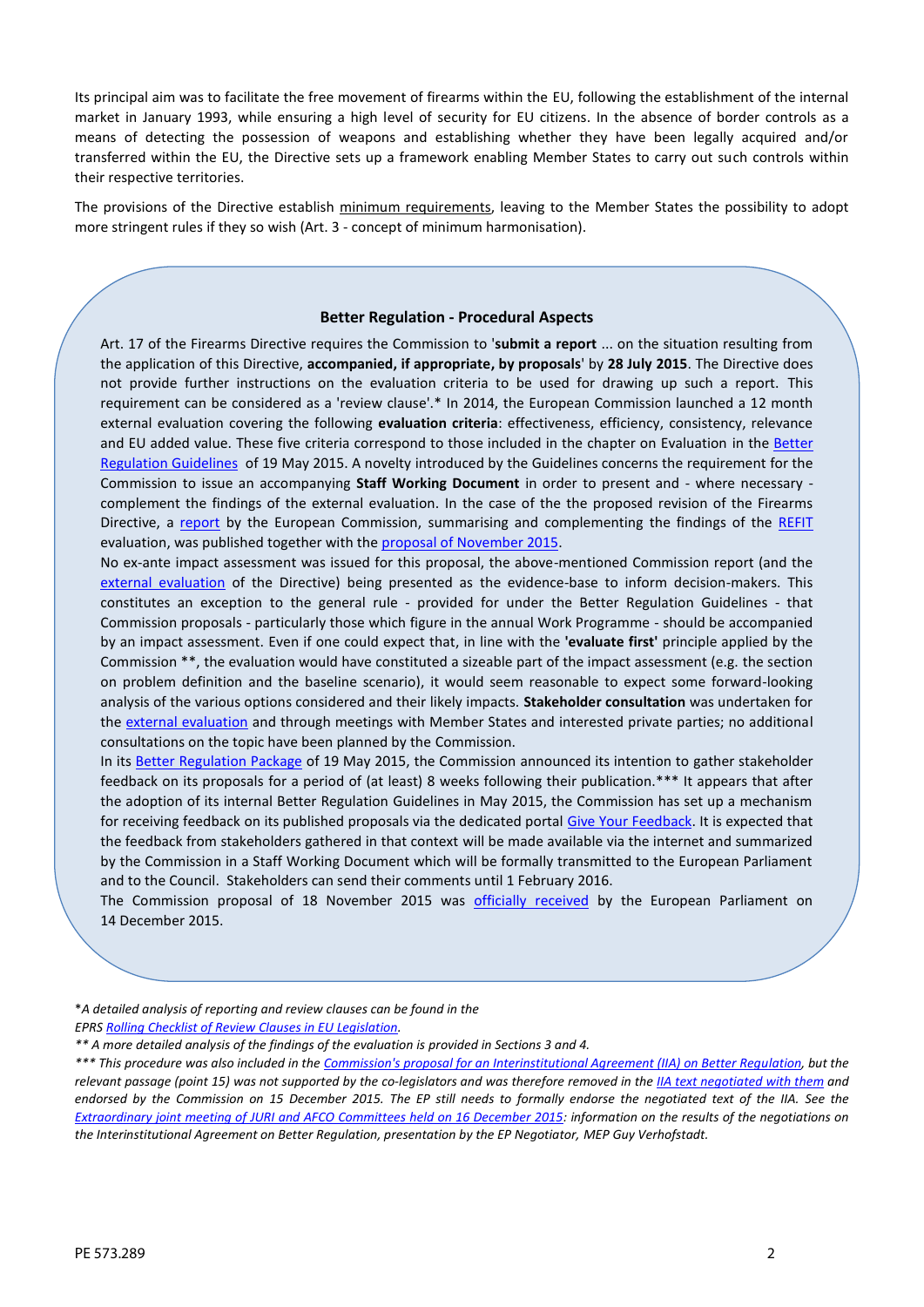Its principal aim was to facilitate the free movement of firearms within the EU, following the establishment of the internal market in January 1993, while ensuring a high level of security for EU citizens. In the absence of border controls as a means of detecting the possession of weapons and establishing whether they have been legally acquired and/or transferred within the EU, the Directive sets up a framework enabling Member States to carry out such controls within their respective territories.

The provisions of the Directive establish minimum requirements, leaving to the Member States the possibility to adopt more stringent rules if they so wish (Art. 3 - concept of minimum harmonisation).

### Better Regulation - Procedural Aspects

Art. 17 of the Firearms Directive requires the Commission to '**submit a report** ... on the situation resulting from the application of this Directive, **accompanied, if appropriate, by proposals**' by **28 July 2015**. The Directive does not provide further instructions on the evaluation criteria to be used for drawing up such a report. This requirement can be considered as a 'review clause'.* In 2014, the European Commission launched a 12 month external evaluation covering the following **evaluation criteria**: effectiveness, efficiency, consistency, relevance and EU added value. These five criteria correspond to those included in the chapter on Evaluation in the Better Regulation Guidelines of 19 May 2015. A novelty introduced by the Guidelines concerns the requirement for the Commission to issue an accompanying **Staff Working Document** in order to present and - where necessary - complement the findings of the external evaluation. In the case of the the proposed revision of the Firearms Directive, a report by the European Commission, summarising and complementing the findings of the REFIT evaluation, was published together with the proposal of November 2015.

No ex-ante impact assessment was issued for this proposal, the above-mentioned Commission report (and the external evaluation of the Directive) being presented as the evidence-base to inform decision-makers. This constitutes an exception to the general rule - provided for under the Better Regulation Guidelines - that Commission proposals - particularly those which figure in the annual Work Programme - should be accompanied by an impact assessment. Even if one could expect that, in line with the **'evaluate first'** principle applied by the Commission **, the evaluation would have constituted a sizeable part of the impact assessment (e.g. the section on problem definition and the baseline scenario), it would seem reasonable to expect some forward-looking analysis of the various options considered and their likely impacts. **Stakeholder consultation** was undertaken for the external evaluation and through meetings with Member States and interested private parties; no additional consultations on the topic have been planned by the Commission.

In its Better Regulation Package of 19 May 2015, the Commission announced its intention to gather stakeholder feedback on its proposals for a period of (at least) 8 weeks following their publication.*** It appears that after the adoption of its internal Better Regulation Guidelines in May 2015, the Commission has set up a mechanism for receiving feedback on its published proposals via the dedicated portal Give Your Feedback. It is expected that the feedback from stakeholders gathered in that context will be made available via the internet and summarized by the Commission in a Staff Working Document which will be formally transmitted to the European Parliament and to the Council. Stakeholders can send their comments until 1 February 2016.

The Commission proposal of 18 November 2015 was officially received by the European Parliament on 14 December 2015.

*\*A detailed analysis of reporting and review clauses can be found in the EPRS Rolling Checklist of Review Clauses in EU Legislation.*

*\*\* A more detailed analysis of the findings of the evaluation is provided in Sections 3 and 4.*

*\*\*\* This procedure was also included in the Commission's proposal for an Interinstitutional Agreement (IIA) on Better Regulation, but the relevant passage (point 15) was not supported by the co-legislators and was therefore removed in the IIA text negotiated with them and endorsed by the Commission on 15 December 2015. The EP still needs to formally endorse the negotiated text of the IIA. See the Extraordinary joint meeting of JURI and AFCO Committees held on 16 December 2015: information on the results of the negotiations on the Interinstitutional Agreement on Better Regulation, presentation by the EP Negotiator, MEP Guy Verhofstadt.*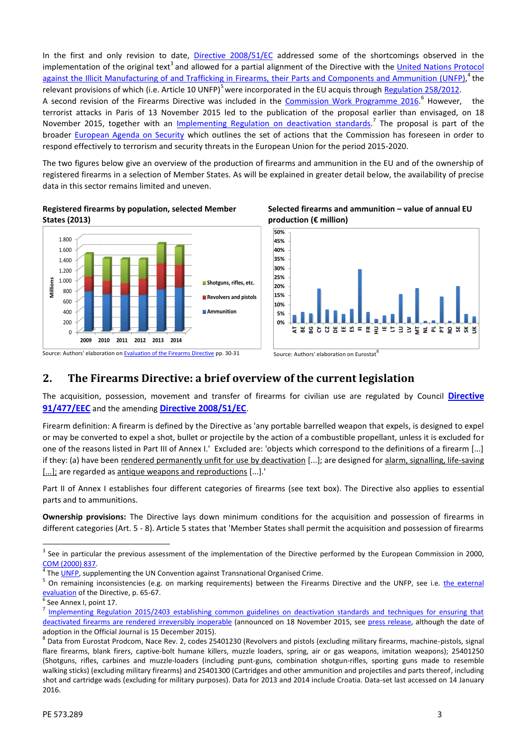In the first and only revision to date, Directive 2008/51/EC addressed some of the shortcomings observed in the implementation of the original text[3] and allowed for a partial alignment of the Directive with the United Nations Protocol against the Illicit Manufacturing of and Trafficking in Firearms, their Parts and Components and Ammunition (UNFP),[4] the relevant provisions of which (i.e. Article 10 UNFP)[5] were incorporated in the EU acquis through Regulation 258/2012.

A second revision of the Firearms Directive was included in the Commission Work Programme 2016.[6] However, the terrorist attacks in Paris of 13 November 2015 led to the publication of the proposal earlier than envisaged, on 18 November 2015, together with an Implementing Regulation on deactivation standards.[7] The proposal is part of the broader European Agenda on Security which outlines the set of actions that the Commission has foreseen in order to respond effectively to terrorism and security threats in the European Union for the period 2015-2020.

The two figures below give an overview of the production of firearms and ammunition in the EU and of the ownership of registered firearms in a selection of Member States. As will be explained in greater detail below, the availability of precise data in this sector remains limited and uneven.

**Registered firearms by population, selected Member States (2013)**

Source: Authors' elaboration on Evaluation of the Firearms Directive pp. 30-31

**Selected firearms and ammunition – value of annual EU production (€ million)**

Source: Authors' elaboration on Eurostat[8]

## 2. The Firearms Directive: a brief overview of the current legislation

The acquisition, possession, movement and transfer of firearms for civilian use are regulated by Council **Directive 91/477/EEC** and the amending **Directive 2008/51/EC**.

Firearm definition: A firearm is defined by the Directive as 'any portable barrelled weapon that expels, is designed to expel or may be converted to expel a shot, bullet or projectile by the action of a combustible propellant, unless it is excluded for one of the reasons listed in Part III of Annex I.' Excluded are: 'objects which correspond to the definitions of a firearm [...] if they: (a) have been rendered permanently unfit for use by deactivation [...]; are designed for alarm, signalling, life-saving [...]; are regarded as antique weapons and reproductions [...].'

Part II of Annex I establishes four different categories of firearms (see text box). The Directive also applies to essential parts and to ammunitions.

**Ownership provisions:** The Directive lays down minimum conditions for the acquisition and possession of firearms in different categories (Art. 5 - 8). Article 5 states that 'Member States shall permit the acquisition and possession of firearms

---

[3] See in particular the previous assessment of the implementation of the Directive performed by the European Commission in 2000, COM (2000) 837.

[4] The UNFP, supplementing the UN Convention against Transnational Organised Crime.

[5] On remaining inconsistencies (e.g. on marking requirements) between the Firearms Directive and the UNFP, see i.e. the external evaluation of the Directive, p. 65-67.

[6] See Annex I, point 17.

[7] Implementing Regulation 2015/2403 establishing common guidelines on deactivation standards and techniques for ensuring that deactivated firearms are rendered irreversibly inoperable (announced on 18 November 2015, see press release, although the date of adoption in the Official Journal is 15 December 2015).

[8] Data from Eurostat Prodcom, Nace Rev. 2, codes 25401230 (Revolvers and pistols (excluding military firearms, machine-pistols, signal flare firearms, blank firers, captive-bolt humane killers, muzzle loaders, spring, air or gas weapons, imitation weapons); 25401250 (Shotguns, rifles, carbines and muzzle-loaders (including punt-guns, combination shotgun-rifles, sporting guns made to resemble walking sticks) (excluding military firearms) and 25401300 (Cartridges and other ammunition and projectiles and parts thereof, including shot and cartridge wads (excluding for military purposes). Data for 2013 and 2014 include Croatia. Data-set last accessed on 14 January 2016.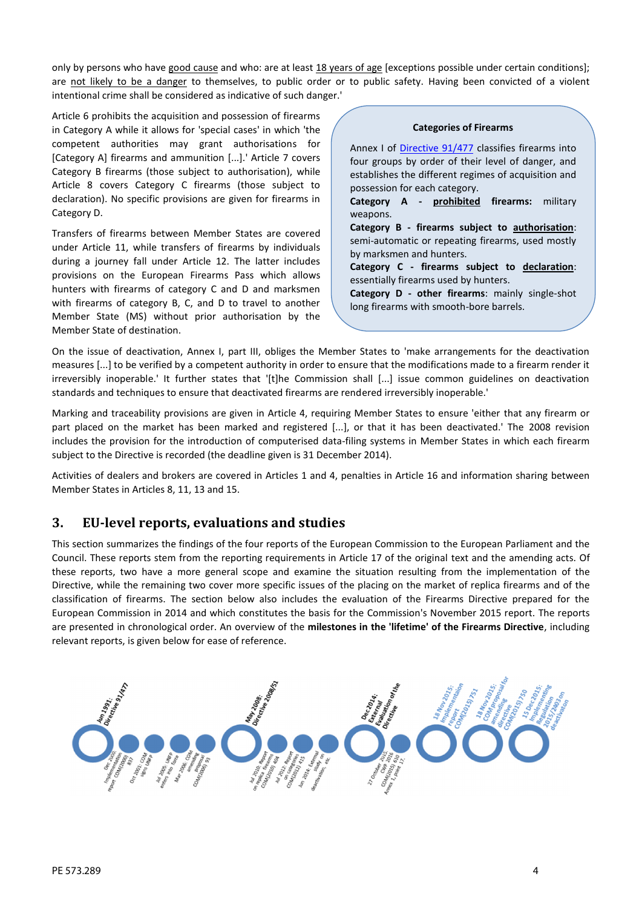only by persons who have good cause and who: are at least 18 years of age [exceptions possible under certain conditions]; are not likely to be a danger to themselves, to public order or to public safety. Having been convicted of a violent intentional crime shall be considered as indicative of such danger.'

Article 6 prohibits the acquisition and possession of firearms in Category A while it allows for 'special cases' in which 'the competent authorities may grant authorisations for [Category A] firearms and ammunition [...].' Article 7 covers Category B firearms (those subject to authorisation), while Article 8 covers Category C firearms (those subject to declaration). No specific provisions are given for firearms in Category D.

Transfers of firearms between Member States are covered under Article 11, while transfers of firearms by individuals during a journey fall under Article 12. The latter includes provisions on the European Firearms Pass which allows hunters with firearms of category C and D and marksmen with firearms of category B, C, and D to travel to another Member State (MS) without prior authorisation by the Member State of destination.

> **Categories of Firearms**
>
> Annex I of Directive 91/477 classifies firearms into four groups by order of their level of danger, and establishes the different regimes of acquisition and possession for each category.
>
> **Category A - prohibited firearms:** military weapons.
>
> **Category B - firearms subject to authorisation**: semi-automatic or repeating firearms, used mostly by marksmen and hunters.
>
> **Category C - firearms subject to declaration**: essentially firearms used by hunters.
>
> **Category D - other firearms**: mainly single-shot long firearms with smooth-bore barrels.

On the issue of deactivation, Annex I, part III, obliges the Member States to 'make arrangements for the deactivation measures [...] to be verified by a competent authority in order to ensure that the modifications made to a firearm render it irreversibly inoperable.' It further states that '[t]he Commission shall [...] issue common guidelines on deactivation standards and techniques to ensure that deactivated firearms are rendered irreversibly inoperable.'

Marking and traceability provisions are given in Article 4, requiring Member States to ensure 'either that any firearm or part placed on the market has been marked and registered [...], or that it has been deactivated.' The 2008 revision includes the provision for the introduction of computerised data-filing systems in Member States in which each firearm subject to the Directive is recorded (the deadline given is 31 December 2014).

Activities of dealers and brokers are covered in Articles 1 and 4, penalties in Article 16 and information sharing between Member States in Articles 8, 11, 13 and 15.

## 3. EU-level reports, evaluations and studies

This section summarizes the findings of the four reports of the European Commission to the European Parliament and the Council. These reports stem from the reporting requirements in Article 17 of the original text and the amending acts. Of these reports, two have a more general scope and examine the situation resulting from the implementation of the Directive, while the remaining two cover more specific issues of the placing on the market of replica firearms and of the classification of firearms. The section below also includes the evaluation of the Firearms Directive prepared for the European Commission in 2014 and which constitutes the basis for the Commission's November 2015 report. The reports are presented in chronological order. An overview of the **milestones in the 'lifetime' of the Firearms Directive**, including relevant reports, is given below for ease of reference.

- Jun 1991: Directive 91/477
- Dec 2000: Implementation report COM(2000) 837
- Oct 2001: COM signs UNFP
- Jul 2005: UNFP enters into force
- Mar 2006: COM amending proposal COM(2006) 93
- May 2008: Directive 2008/51
- Jul 2010: Report on replica firearms COM(2010) 404
- Jul 2012: Report on categories COM(2012) 415
- Jun 2014: External study on deactivation, etc.
- Dec 2014: External Evaluation of the Directive
- 27 October 2015, CWP 2016 COM(2015) 610 Annex 1, point 17.
- 18 Nov 2015: Implementation report COM(2015) 751
- 18 Nov 2015: COM proposal for amending directive COM(2015) 750
- 15 Dec 2015: Implementing Regulation 2015/2403 on deactivation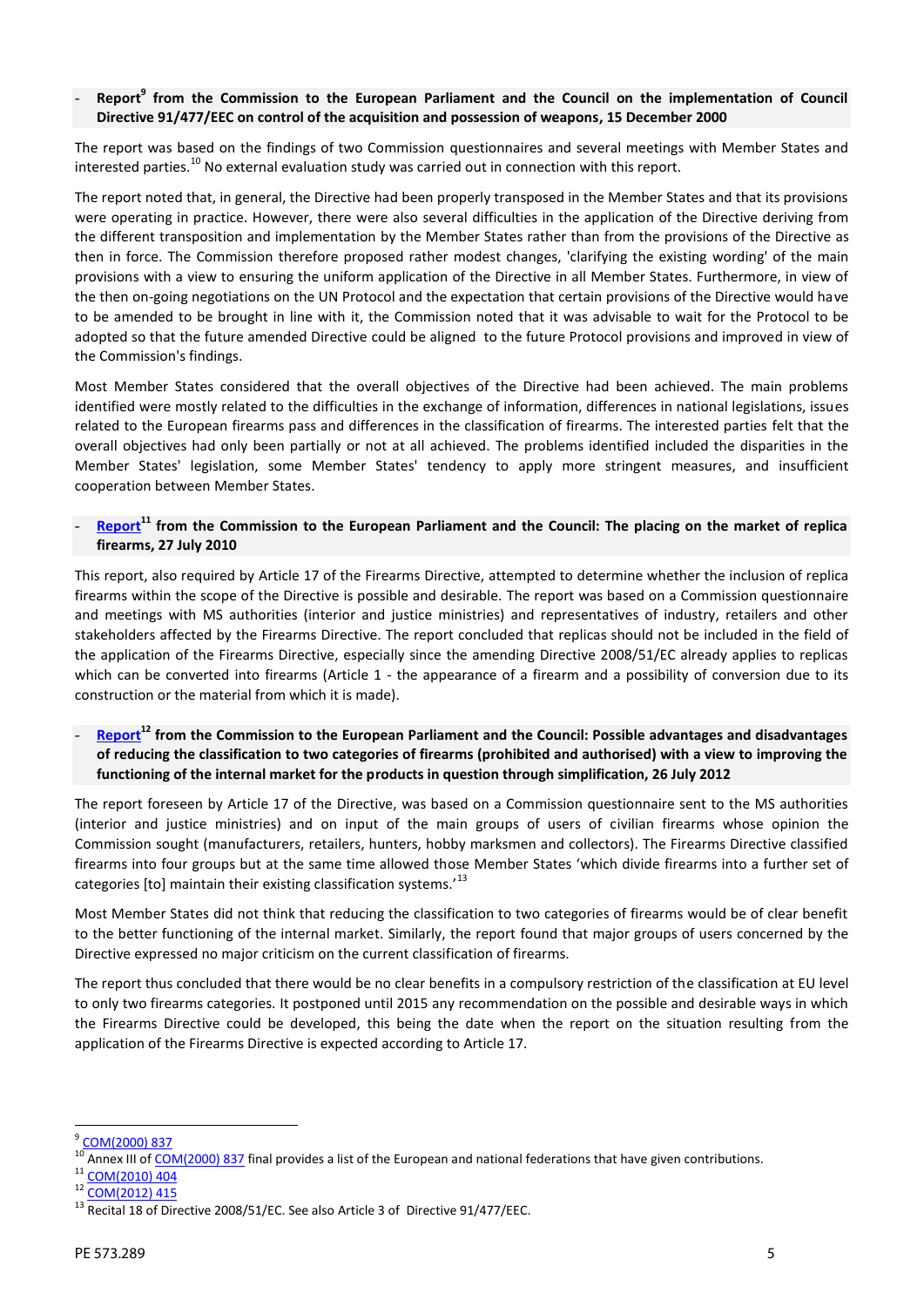- **Report[9] from the Commission to the European Parliament and the Council on the implementation of Council Directive 91/477/EEC on control of the acquisition and possession of weapons, 15 December 2000**

The report was based on the findings of two Commission questionnaires and several meetings with Member States and interested parties.[10] No external evaluation study was carried out in connection with this report.

The report noted that, in general, the Directive had been properly transposed in the Member States and that its provisions were operating in practice. However, there were also several difficulties in the application of the Directive deriving from the different transposition and implementation by the Member States rather than from the provisions of the Directive as then in force. The Commission therefore proposed rather modest changes, 'clarifying the existing wording' of the main provisions with a view to ensuring the uniform application of the Directive in all Member States. Furthermore, in view of the then on-going negotiations on the UN Protocol and the expectation that certain provisions of the Directive would have to be amended to be brought in line with it, the Commission noted that it was advisable to wait for the Protocol to be adopted so that the future amended Directive could be aligned to the future Protocol provisions and improved in view of the Commission's findings.

Most Member States considered that the overall objectives of the Directive had been achieved. The main problems identified were mostly related to the difficulties in the exchange of information, differences in national legislations, issues related to the European firearms pass and differences in the classification of firearms. The interested parties felt that the overall objectives had only been partially or not at all achieved. The problems identified included the disparities in the Member States' legislation, some Member States' tendency to apply more stringent measures, and insufficient cooperation between Member States.

- **Report[11] from the Commission to the European Parliament and the Council: The placing on the market of replica firearms, 27 July 2010**

This report, also required by Article 17 of the Firearms Directive, attempted to determine whether the inclusion of replica firearms within the scope of the Directive is possible and desirable. The report was based on a Commission questionnaire and meetings with MS authorities (interior and justice ministries) and representatives of industry, retailers and other stakeholders affected by the Firearms Directive. The report concluded that replicas should not be included in the field of the application of the Firearms Directive, especially since the amending Directive 2008/51/EC already applies to replicas which can be converted into firearms (Article 1 - the appearance of a firearm and a possibility of conversion due to its construction or the material from which it is made).

- **Report[12] from the Commission to the European Parliament and the Council: Possible advantages and disadvantages of reducing the classification to two categories of firearms (prohibited and authorised) with a view to improving the functioning of the internal market for the products in question through simplification, 26 July 2012**

The report foreseen by Article 17 of the Directive, was based on a Commission questionnaire sent to the MS authorities (interior and justice ministries) and on input of the main groups of users of civilian firearms whose opinion the Commission sought (manufacturers, retailers, hunters, hobby marksmen and collectors). The Firearms Directive classified firearms into four groups but at the same time allowed those Member States 'which divide firearms into a further set of categories [to] maintain their existing classification systems.'[13]

Most Member States did not think that reducing the classification to two categories of firearms would be of clear benefit to the better functioning of the internal market. Similarly, the report found that major groups of users concerned by the Directive expressed no major criticism on the current classification of firearms.

The report thus concluded that there would be no clear benefits in a compulsory restriction of the classification at EU level to only two firearms categories. It postponed until 2015 any recommendation on the possible and desirable ways in which the Firearms Directive could be developed, this being the date when the report on the situation resulting from the application of the Firearms Directive is expected according to Article 17.

---

[9] COM(2000) 837

[10] Annex III of COM(2000) 837 final provides a list of the European and national federations that have given contributions.

[11] COM(2010) 404

[12] COM(2012) 415

[13] Recital 18 of Directive 2008/51/EC. See also Article 3 of Directive 91/477/EEC.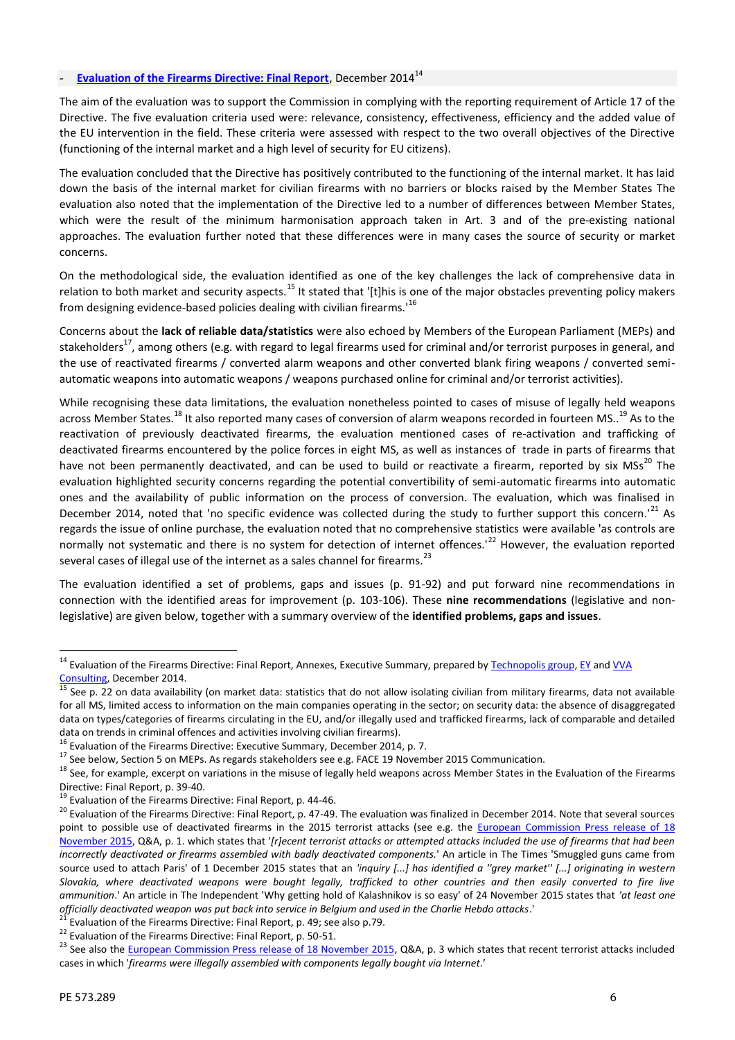- **Evaluation of the Firearms Directive: Final Report**, December 2014[14]

The aim of the evaluation was to support the Commission in complying with the reporting requirement of Article 17 of the Directive. The five evaluation criteria used were: relevance, consistency, effectiveness, efficiency and the added value of the EU intervention in the field. These criteria were assessed with respect to the two overall objectives of the Directive (functioning of the internal market and a high level of security for EU citizens).

The evaluation concluded that the Directive has positively contributed to the functioning of the internal market. It has laid down the basis of the internal market for civilian firearms with no barriers or blocks raised by the Member States The evaluation also noted that the implementation of the Directive led to a number of differences between Member States, which were the result of the minimum harmonisation approach taken in Art. 3 and of the pre-existing national approaches. The evaluation further noted that these differences were in many cases the source of security or market concerns.

On the methodological side, the evaluation identified as one of the key challenges the lack of comprehensive data in relation to both market and security aspects.[15] It stated that '[t]his is one of the major obstacles preventing policy makers from designing evidence-based policies dealing with civilian firearms.'[16]

Concerns about the **lack of reliable data/statistics** were also echoed by Members of the European Parliament (MEPs) and stakeholders[17], among others (e.g. with regard to legal firearms used for criminal and/or terrorist purposes in general, and the use of reactivated firearms / converted alarm weapons and other converted blank firing weapons / converted semi-automatic weapons into automatic weapons / weapons purchased online for criminal and/or terrorist activities).

While recognising these data limitations, the evaluation nonetheless pointed to cases of misuse of legally held weapons across Member States.[18] It also reported many cases of conversion of alarm weapons recorded in fourteen MS..[19] As to the reactivation of previously deactivated firearms, the evaluation mentioned cases of re-activation and trafficking of deactivated firearms encountered by the police forces in eight MS, as well as instances of trade in parts of firearms that have not been permanently deactivated, and can be used to build or reactivate a firearm, reported by six MSs[20] The evaluation highlighted security concerns regarding the potential convertibility of semi-automatic firearms into automatic ones and the availability of public information on the process of conversion. The evaluation, which was finalised in December 2014, noted that 'no specific evidence was collected during the study to further support this concern.'[21] As regards the issue of online purchase, the evaluation noted that no comprehensive statistics were available 'as controls are normally not systematic and there is no system for detection of internet offences.'[22] However, the evaluation reported several cases of illegal use of the internet as a sales channel for firearms.[23]

The evaluation identified a set of problems, gaps and issues (p. 91-92) and put forward nine recommendations in connection with the identified areas for improvement (p. 103-106). These **nine recommendations** (legislative and non-legislative) are given below, together with a summary overview of the **identified problems, gaps and issues**.

---

[14] Evaluation of the Firearms Directive: Final Report, Annexes, Executive Summary, prepared by Technopolis group, EY and VVA Consulting, December 2014.

[15] See p. 22 on data availability (on market data: statistics that do not allow isolating civilian from military firearms, data not available for all MS, limited access to information on the main companies operating in the sector; on security data: the absence of disaggregated data on types/categories of firearms circulating in the EU, and/or illegally used and trafficked firearms, lack of comparable and detailed data on trends in criminal offences and activities involving civilian firearms).

[16] Evaluation of the Firearms Directive: Executive Summary, December 2014, p. 7.

[17] See below, Section 5 on MEPs. As regards stakeholders see e.g. FACE 19 November 2015 Communication.

[18] See, for example, excerpt on variations in the misuse of legally held weapons across Member States in the Evaluation of the Firearms Directive: Final Report, p. 39-40.

[19] Evaluation of the Firearms Directive: Final Report, p. 44-46.

[20] Evaluation of the Firearms Directive: Final Report, p. 47-49. The evaluation was finalized in December 2014. Note that several sources point to possible use of deactivated firearms in the 2015 terrorist attacks (see e.g. the European Commission Press release of 18 November 2015, Q&A, p. 1. which states that '*[r]ecent terrorist attacks or attempted attacks included the use of firearms that had been incorrectly deactivated or firearms assembled with badly deactivated components.*' An article in The Times 'Smuggled guns came from source used to attach Paris' of 1 December 2015 states that an *'inquiry [...] has identified a ''grey market'' [...] originating in western Slovakia, where deactivated weapons were bought legally, trafficked to other countries and then easily converted to fire live ammunition*.' An article in The Independent 'Why getting hold of Kalashnikov is so easy' of 24 November 2015 states that *'at least one officially deactivated weapon was put back into service in Belgium and used in the Charlie Hebdo attacks*.'

[21] Evaluation of the Firearms Directive: Final Report, p. 49; see also p.79.

[22] Evaluation of the Firearms Directive: Final Report, p. 50-51.

[23] See also the European Commission Press release of 18 November 2015, Q&A, p. 3 which states that recent terrorist attacks included cases in which '*firearms were illegally assembled with components legally bought via Internet*.'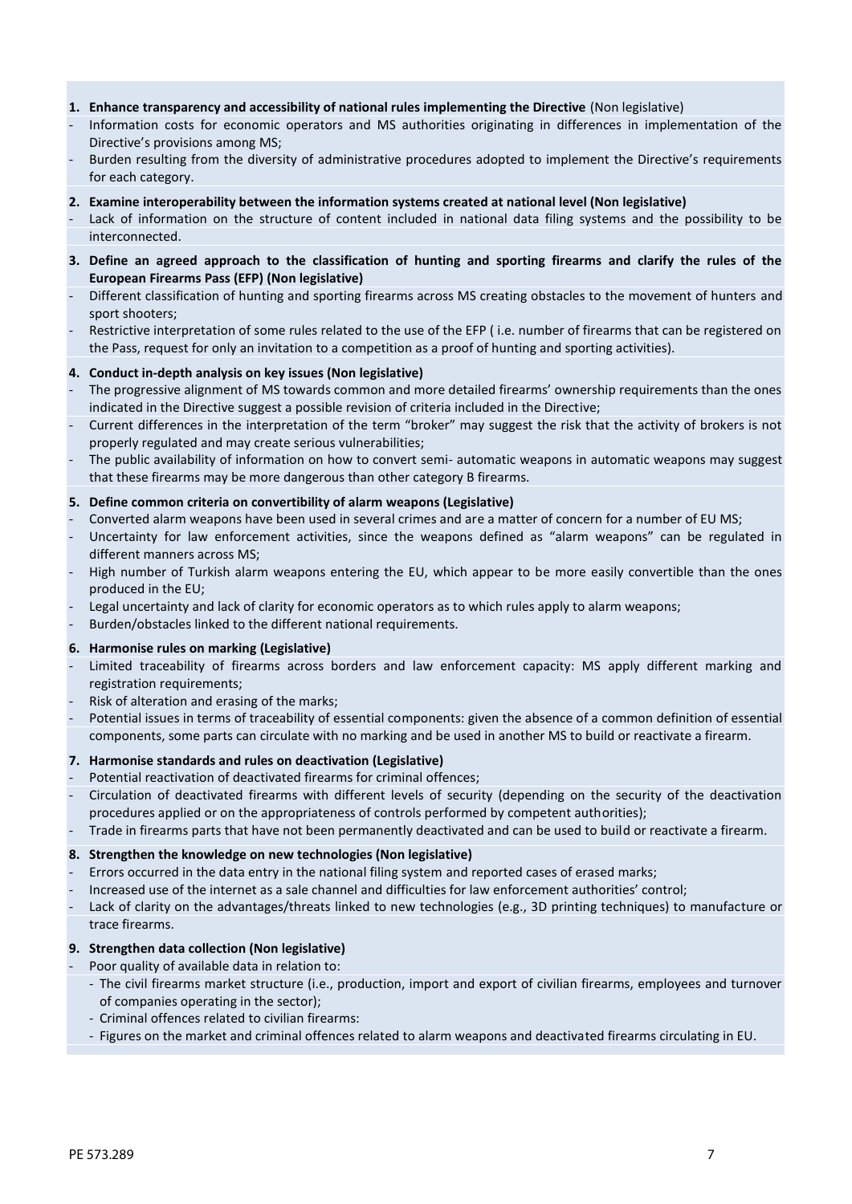**1. Enhance transparency and accessibility of national rules implementing the Directive** (Non legislative)

- Information costs for economic operators and MS authorities originating in differences in implementation of the Directive's provisions among MS;
- Burden resulting from the diversity of administrative procedures adopted to implement the Directive's requirements for each category.

**2. Examine interoperability between the information systems created at national level (Non legislative)**

- Lack of information on the structure of content included in national data filing systems and the possibility to be interconnected.

**3. Define an agreed approach to the classification of hunting and sporting firearms and clarify the rules of the European Firearms Pass (EFP) (Non legislative)**

- Different classification of hunting and sporting firearms across MS creating obstacles to the movement of hunters and sport shooters;
- Restrictive interpretation of some rules related to the use of the EFP ( i.e. number of firearms that can be registered on the Pass, request for only an invitation to a competition as a proof of hunting and sporting activities).

**4. Conduct in-depth analysis on key issues (Non legislative)**

- The progressive alignment of MS towards common and more detailed firearms' ownership requirements than the ones indicated in the Directive suggest a possible revision of criteria included in the Directive;
- Current differences in the interpretation of the term "broker" may suggest the risk that the activity of brokers is not properly regulated and may create serious vulnerabilities;
- The public availability of information on how to convert semi- automatic weapons in automatic weapons may suggest that these firearms may be more dangerous than other category B firearms.

**5. Define common criteria on convertibility of alarm weapons (Legislative)**

- Converted alarm weapons have been used in several crimes and are a matter of concern for a number of EU MS;
- Uncertainty for law enforcement activities, since the weapons defined as "alarm weapons" can be regulated in different manners across MS;
- High number of Turkish alarm weapons entering the EU, which appear to be more easily convertible than the ones produced in the EU;
- Legal uncertainty and lack of clarity for economic operators as to which rules apply to alarm weapons;
- Burden/obstacles linked to the different national requirements.

**6. Harmonise rules on marking (Legislative)**

- Limited traceability of firearms across borders and law enforcement capacity: MS apply different marking and registration requirements;
- Risk of alteration and erasing of the marks;
- Potential issues in terms of traceability of essential components: given the absence of a common definition of essential components, some parts can circulate with no marking and be used in another MS to build or reactivate a firearm.

**7. Harmonise standards and rules on deactivation (Legislative)**

- Potential reactivation of deactivated firearms for criminal offences;
- Circulation of deactivated firearms with different levels of security (depending on the security of the deactivation procedures applied or on the appropriateness of controls performed by competent authorities);
- Trade in firearms parts that have not been permanently deactivated and can be used to build or reactivate a firearm.

**8. Strengthen the knowledge on new technologies (Non legislative)**

- Errors occurred in the data entry in the national filing system and reported cases of erased marks;
- Increased use of the internet as a sale channel and difficulties for law enforcement authorities' control;
- Lack of clarity on the advantages/threats linked to new technologies (e.g., 3D printing techniques) to manufacture or trace firearms.

**9. Strengthen data collection (Non legislative)**

- Poor quality of available data in relation to:
  - The civil firearms market structure (i.e., production, import and export of civilian firearms, employees and turnover of companies operating in the sector);
  - Criminal offences related to civilian firearms:
  - Figures on the market and criminal offences related to alarm weapons and deactivated firearms circulating in EU.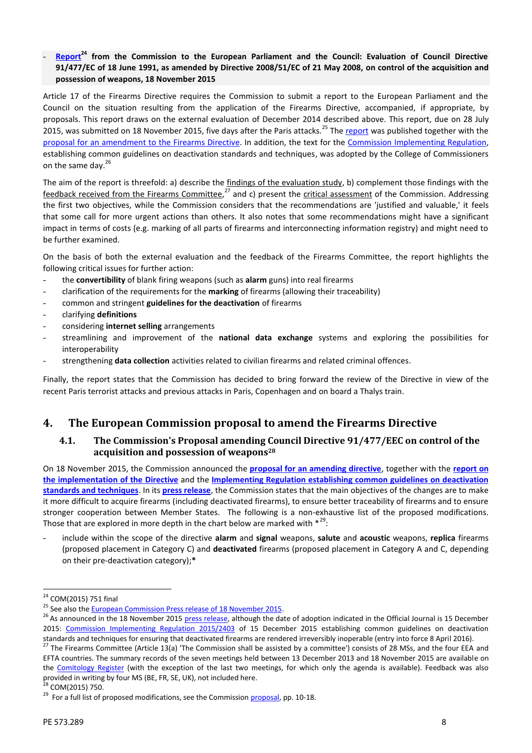- **Report**[24] **from the Commission to the European Parliament and the Council: Evaluation of Council Directive 91/477/EC of 18 June 1991, as amended by Directive 2008/51/EC of 21 May 2008, on control of the acquisition and possession of weapons, 18 November 2015**

Article 17 of the Firearms Directive requires the Commission to submit a report to the European Parliament and the Council on the situation resulting from the application of the Firearms Directive, accompanied, if appropriate, by proposals. This report draws on the external evaluation of December 2014 described above. This report, due on 28 July 2015, was submitted on 18 November 2015, five days after the Paris attacks.[25] The report was published together with the proposal for an amendment to the Firearms Directive. In addition, the text for the Commission Implementing Regulation, establishing common guidelines on deactivation standards and techniques, was adopted by the College of Commissioners on the same day.[26]

The aim of the report is threefold: a) describe the findings of the evaluation study, b) complement those findings with the feedback received from the Firearms Committee,[27] and c) present the critical assessment of the Commission. Addressing the first two objectives, while the Commission considers that the recommendations are 'justified and valuable,' it feels that some call for more urgent actions than others. It also notes that some recommendations might have a significant impact in terms of costs (e.g. marking of all parts of firearms and interconnecting information registry) and might need to be further examined.

On the basis of both the external evaluation and the feedback of the Firearms Committee, the report highlights the following critical issues for further action:

- the **convertibility** of blank firing weapons (such as **alarm** guns) into real firearms
- clarification of the requirements for the **marking** of firearms (allowing their traceability)
- common and stringent **guidelines for the deactivation** of firearms
- clarifying **definitions**
- considering **internet selling** arrangements
- streamlining and improvement of the **national data exchange** systems and exploring the possibilities for interoperability
- strengthening **data collection** activities related to civilian firearms and related criminal offences.

Finally, the report states that the Commission has decided to bring forward the review of the Directive in view of the recent Paris terrorist attacks and previous attacks in Paris, Copenhagen and on board a Thalys train.

## 4. The European Commission proposal to amend the Firearms Directive

### 4.1. The Commission's Proposal amending Council Directive 91/477/EEC on control of the acquisition and possession of weapons[28]

On 18 November 2015, the Commission announced the **proposal for an amending directive**, together with the **report on the implementation of the Directive** and the **Implementing Regulation establishing common guidelines on deactivation standards and techniques**. In its **press release**, the Commission states that the main objectives of the changes are to make it more difficult to acquire firearms (including deactivated firearms), to ensure better traceability of firearms and to ensure stronger cooperation between Member States. The following is a non-exhaustive list of the proposed modifications. Those that are explored in more depth in the chart below are marked with *[29]:

- include within the scope of the directive **alarm** and **signal** weapons, **salute** and **acoustic** weapons, **replica** firearms (proposed placement in Category C) and **deactivated** firearms (proposed placement in Category A and C, depending on their pre-deactivation category);**\***

---

[24] COM(2015) 751 final

[25] See also the European Commission Press release of 18 November 2015.

[26] As announced in the 18 November 2015 press release, although the date of adoption indicated in the Official Journal is 15 December 2015: Commission Implementing Regulation 2015/2403 of 15 December 2015 establishing common guidelines on deactivation standards and techniques for ensuring that deactivated firearms are rendered irreversibly inoperable (entry into force 8 April 2016).

[27] The Firearms Committee (Article 13(a) 'The Commission shall be assisted by a committee') consists of 28 MSs, and the four EEA and EFTA countries. The summary records of the seven meetings held between 13 December 2013 and 18 November 2015 are available on the Comitology Register (with the exception of the last two meetings, for which only the agenda is available). Feedback was also provided in writing by four MS (BE, FR, SE, UK), not included here.

[28] COM(2015) 750.

[29] For a full list of proposed modifications, see the Commission proposal, pp. 10-18.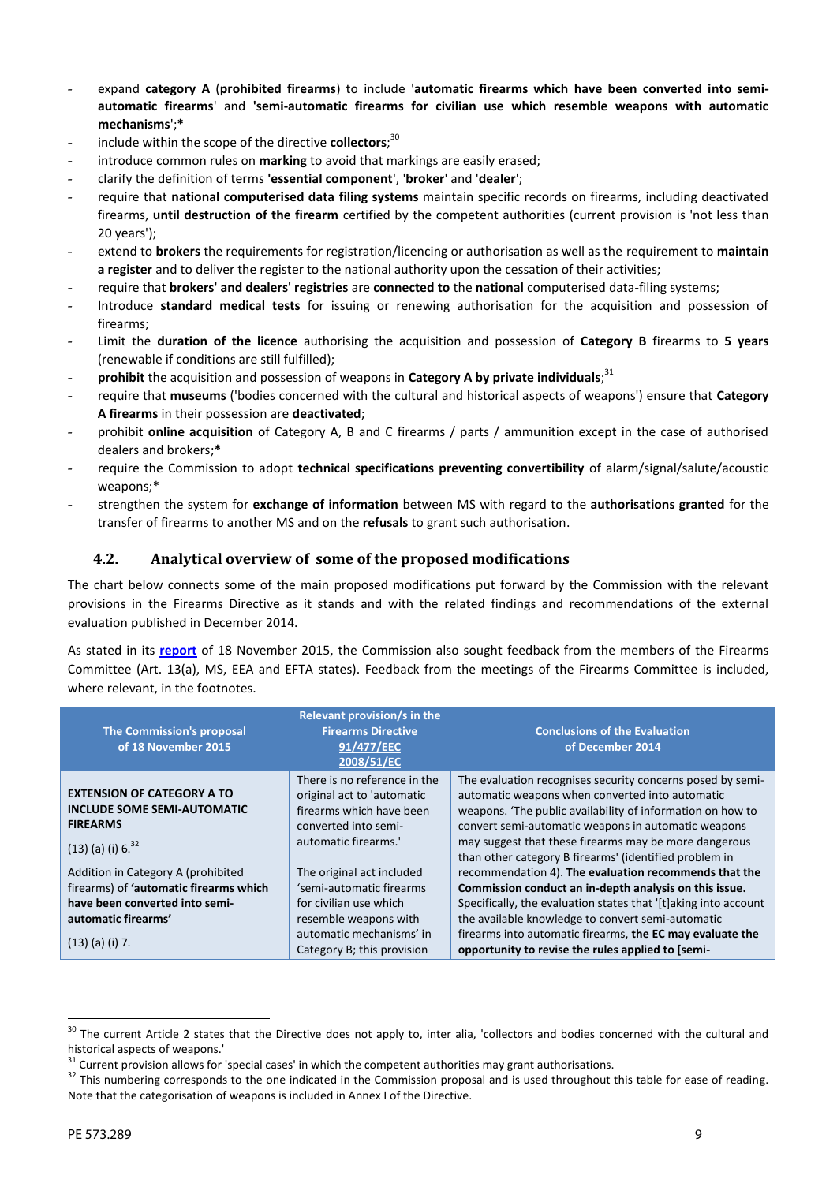- expand **category A** (**prohibited firearms**) to include '**automatic firearms which have been converted into semi-automatic firearms**' and **'semi-automatic firearms for civilian use which resemble weapons with automatic mechanisms**';*
- include within the scope of the directive **collectors**;[30]
- introduce common rules on **marking** to avoid that markings are easily erased;
- clarify the definition of terms **'essential component'**, '**broker**' and '**dealer**';
- require that **national computerised data filing systems** maintain specific records on firearms, including deactivated firearms, **until destruction of the firearm** certified by the competent authorities (current provision is 'not less than 20 years');
- extend to **brokers** the requirements for registration/licencing or authorisation as well as the requirement to **maintain a register** and to deliver the register to the national authority upon the cessation of their activities;
- require that **brokers' and dealers' registries** are **connected to** the **national** computerised data-filing systems;
- Introduce **standard medical tests** for issuing or renewing authorisation for the acquisition and possession of firearms;
- Limit the **duration of the licence** authorising the acquisition and possession of **Category B** firearms to **5 years** (renewable if conditions are still fulfilled);
- **prohibit** the acquisition and possession of weapons in **Category A by private individuals**;[31]
- require that **museums** ('bodies concerned with the cultural and historical aspects of weapons') ensure that **Category A firearms** in their possession are **deactivated**;
- prohibit **online acquisition** of Category A, B and C firearms / parts / ammunition except in the case of authorised dealers and brokers;*
- require the Commission to adopt **technical specifications preventing convertibility** of alarm/signal/salute/acoustic weapons;*
- strengthen the system for **exchange of information** between MS with regard to the **authorisations granted** for the transfer of firearms to another MS and on the **refusals** to grant such authorisation.

## 4.2. Analytical overview of some of the proposed modifications

The chart below connects some of the main proposed modifications put forward by the Commission with the relevant provisions in the Firearms Directive as it stands and with the related findings and recommendations of the external evaluation published in December 2014.

As stated in its **report** of 18 November 2015, the Commission also sought feedback from the members of the Firearms Committee (Art. 13(a), MS, EEA and EFTA states). Feedback from the meetings of the Firearms Committee is included, where relevant, in the footnotes.

| The Commission's proposal of 18 November 2015 | Relevant provision/s in the Firearms Directive 91/477/EEC 2008/51/EC | Conclusions of the Evaluation of December 2014 |
|---|---|---|
| **EXTENSION OF CATEGORY A TO INCLUDE SOME SEMI-AUTOMATIC FIREARMS**<br><br>(13) (a) (i) 6.[32]<br><br>Addition in Category A (prohibited firearms) of **'automatic firearms which have been converted into semi-automatic firearms'**<br><br>(13) (a) (i) 7. | There is no reference in the original act to 'automatic firearms which have been converted into semi-automatic firearms.'<br><br>The original act included 'semi-automatic firearms for civilian use which resemble weapons with automatic mechanisms' in Category B; this provision | The evaluation recognises security concerns posed by semi-automatic weapons when converted into automatic weapons. 'The public availability of information on how to convert semi-automatic weapons in automatic weapons may suggest that these firearms may be more dangerous than other category B firearms' (identified problem in recommendation 4). **The evaluation recommends that the Commission conduct an in-depth analysis on this issue.** Specifically, the evaluation states that '[t]aking into account the available knowledge to convert semi-automatic firearms into automatic firearms, **the EC may evaluate the opportunity to revise the rules applied to [semi-** |

[30] The current Article 2 states that the Directive does not apply to, inter alia, 'collectors and bodies concerned with the cultural and historical aspects of weapons.'

[31] Current provision allows for 'special cases' in which the competent authorities may grant authorisations.

[32] This numbering corresponds to the one indicated in the Commission proposal and is used throughout this table for ease of reading. Note that the categorisation of weapons is included in Annex I of the Directive.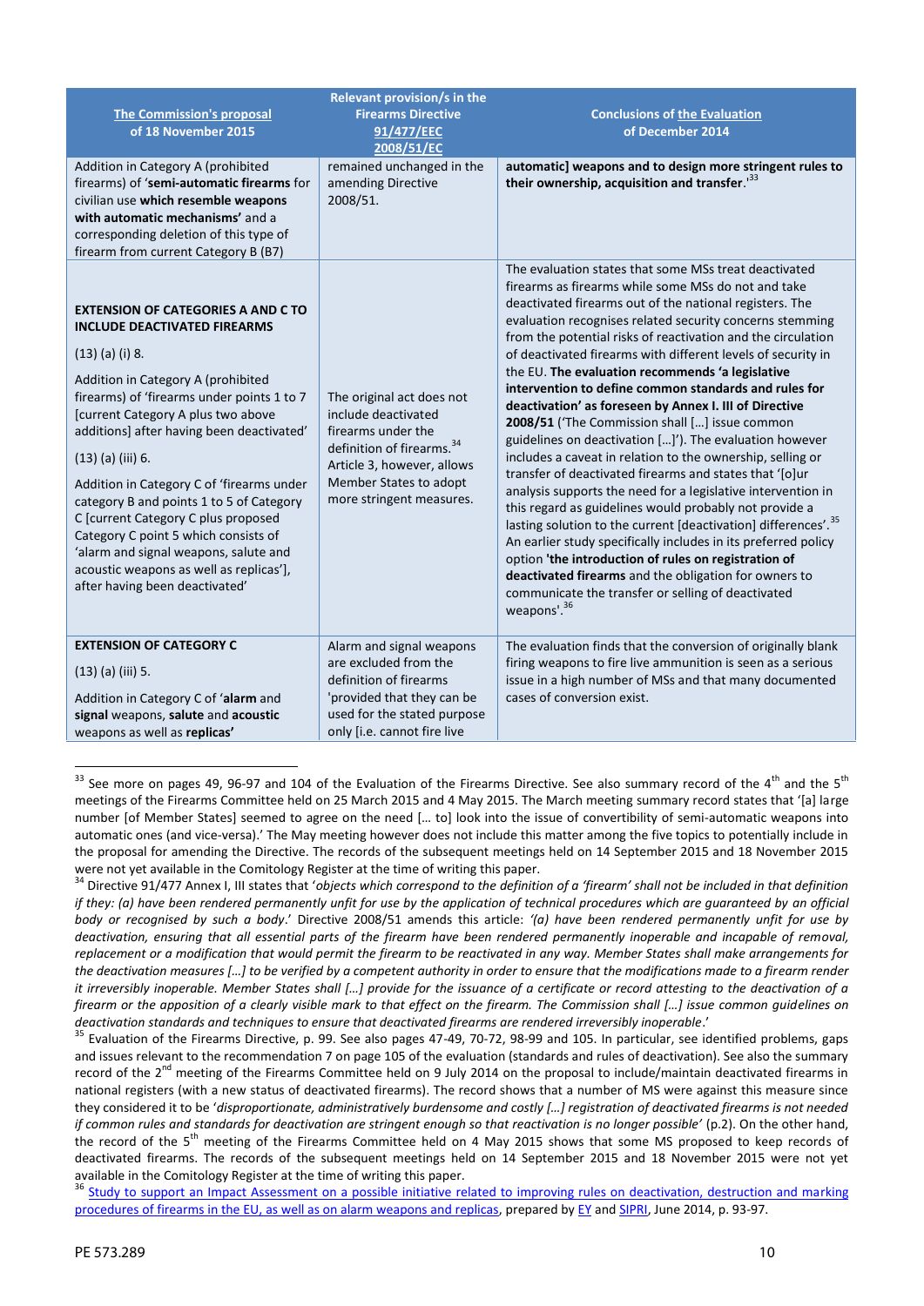| The Commission's proposal of 18 November 2015 | Relevant provision/s in the Firearms Directive 91/477/EEC 2008/51/EC | Conclusions of the Evaluation of December 2014 |
|---|---|---|
| Addition in Category A (prohibited firearms) of '**semi-automatic firearms** for civilian use **which resemble weapons with automatic mechanisms'** and a corresponding deletion of this type of firearm from current Category B (B7) | remained unchanged in the amending Directive 2008/51. | **automatic] weapons and to design more stringent rules to their ownership, acquisition and transfer.'**[33] |
| **EXTENSION OF CATEGORIES A AND C TO INCLUDE DEACTIVATED FIREARMS**<br><br>(13) (a) (i) 8.<br><br>Addition in Category A (prohibited firearms) of 'firearms under points 1 to 7 [current Category A plus two above additions] after having been deactivated'<br><br>(13) (a) (iii) 6.<br><br>Addition in Category C of 'firearms under category B and points 1 to 5 of Category C [current Category C plus proposed Category C point 5 which consists of 'alarm and signal weapons, salute and acoustic weapons as well as replicas'], after having been deactivated' | The original act does not include deactivated firearms under the definition of firearms.[34] Article 3, however, allows Member States to adopt more stringent measures. | The evaluation states that some MSs treat deactivated firearms as firearms while some MSs do not and take deactivated firearms out of the national registers. The evaluation recognises related security concerns stemming from the potential risks of reactivation and the circulation of deactivated firearms with different levels of security in the EU. **The evaluation recommends 'a legislative intervention to define common standards and rules for deactivation' as foreseen by Annex I. III of Directive 2008/51** ('The Commission shall [...] issue common guidelines on deactivation [...]'). The evaluation however includes a caveat in relation to the ownership, selling or transfer of deactivated firearms and states that '[o]ur analysis supports the need for a legislative intervention in this regard as guidelines would probably not provide a lasting solution to the current [deactivation] differences'.[35] An earlier study specifically includes in its preferred policy option **'the introduction of rules on registration of deactivated firearms** and the obligation for owners to communicate the transfer or selling of deactivated weapons'.[36] |
| **EXTENSION OF CATEGORY C**<br><br>(13) (a) (iii) 5.<br><br>Addition in Category C of '**alarm** and **signal** weapons, **salute** and **acoustic** weapons as well as **replicas'** | Alarm and signal weapons are excluded from the definition of firearms 'provided that they can be used for the stated purpose only [i.e. cannot fire live | The evaluation finds that the conversion of originally blank firing weapons to fire live ammunition is seen as a serious issue in a high number of MSs and that many documented cases of conversion exist. |

[33] See more on pages 49, 96-97 and 104 of the Evaluation of the Firearms Directive. See also summary record of the 4th and the 5th meetings of the Firearms Committee held on 25 March 2015 and 4 May 2015. The March meeting summary record states that '[a] large number [of Member States] seemed to agree on the need [… to] look into the issue of convertibility of semi-automatic weapons into automatic ones (and vice-versa).' The May meeting however does not include this matter among the five topics to potentially include in the proposal for amending the Directive. The records of the subsequent meetings held on 14 September 2015 and 18 November 2015 were not yet available in the Comitology Register at the time of writing this paper.

[34] Directive 91/477 Annex I, III states that '*objects which correspond to the definition of a 'firearm' shall not be included in that definition if they: (a) have been rendered permanently unfit for use by the application of technical procedures which are guaranteed by an official body or recognised by such a body*.' Directive 2008/51 amends this article: *'(a) have been rendered permanently unfit for use by deactivation, ensuring that all essential parts of the firearm have been rendered permanently inoperable and incapable of removal, replacement or a modification that would permit the firearm to be reactivated in any way. Member States shall make arrangements for the deactivation measures […] to be verified by a competent authority in order to ensure that the modifications made to a firearm render it irreversibly inoperable. Member States shall […] provide for the issuance of a certificate or record attesting to the deactivation of a firearm or the apposition of a clearly visible mark to that effect on the firearm. The Commission shall […] issue common guidelines on deactivation standards and techniques to ensure that deactivated firearms are rendered irreversibly inoperable*.'

[35] Evaluation of the Firearms Directive, p. 99. See also pages 47-49, 70-72, 98-99 and 105. In particular, see identified problems, gaps and issues relevant to the recommendation 7 on page 105 of the evaluation (standards and rules of deactivation). See also the summary record of the 2nd meeting of the Firearms Committee held on 9 July 2014 on the proposal to include/maintain deactivated firearms in national registers (with a new status of deactivated firearms). The record shows that a number of MS were against this measure since they considered it to be '*disproportionate, administratively burdensome and costly […] registration of deactivated firearms is not needed if common rules and standards for deactivation are stringent enough so that reactivation is no longer possible*' (p.2). On the other hand, the record of the 5th meeting of the Firearms Committee held on 4 May 2015 shows that some MS proposed to keep records of deactivated firearms. The records of the subsequent meetings held on 14 September 2015 and 18 November 2015 were not yet available in the Comitology Register at the time of writing this paper.

[36] Study to support an Impact Assessment on a possible initiative related to improving rules on deactivation, destruction and marking procedures of firearms in the EU, as well as on alarm weapons and replicas, prepared by EY and SIPRI, June 2014, p. 93-97.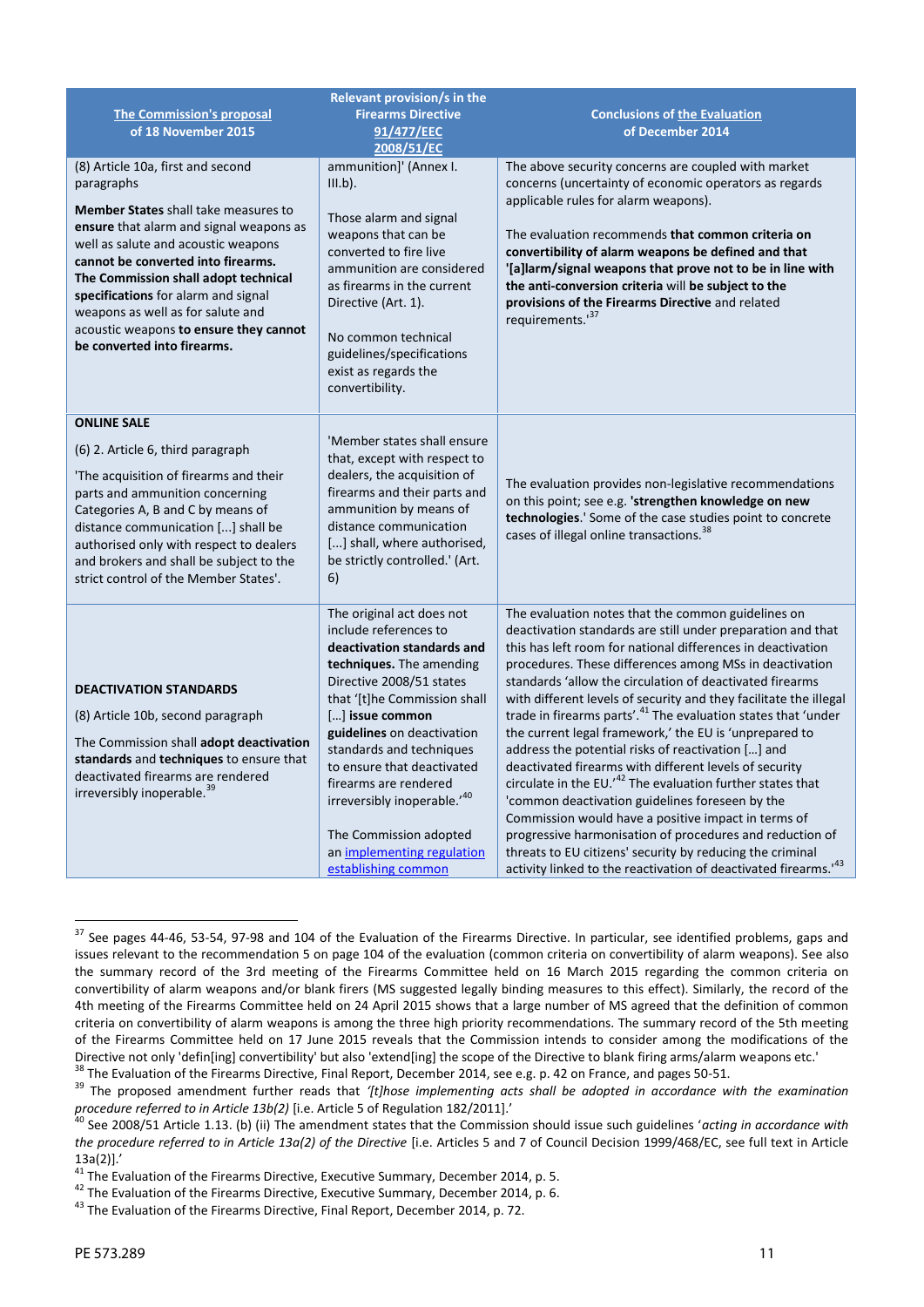| The Commission's proposal of 18 November 2015 | Relevant provision/s in the Firearms Directive 91/477/EEC 2008/51/EC | Conclusions of the Evaluation of December 2014 |
|---|---|---|
| (8) Article 10a, first and second paragraphs<br><br>**Member States** shall take measures to **ensure** that alarm and signal weapons as well as salute and acoustic weapons **cannot be converted into firearms. The Commission shall adopt technical specifications** for alarm and signal weapons as well as for salute and acoustic weapons **to ensure they cannot be converted into firearms.** | ammunition]' (Annex I. III.b).<br><br>Those alarm and signal weapons that can be converted to fire live ammunition are considered as firearms in the current Directive (Art. 1).<br><br>No common technical guidelines/specifications exist as regards the convertibility. | The above security concerns are coupled with market concerns (uncertainty of economic operators as regards applicable rules for alarm weapons).<br><br>The evaluation recommends **that common criteria on convertibility of alarm weapons be defined and that '[a]larm/signal weapons that prove not to be in line with the anti-conversion criteria will be subject to the provisions of the Firearms Directive** and related requirements.'[37] |
| **ONLINE SALE**<br><br>(6) 2. Article 6, third paragraph<br><br>'The acquisition of firearms and their parts and ammunition concerning Categories A, B and C by means of distance communication [...] shall be authorised only with respect to dealers and brokers and shall be subject to the strict control of the Member States'. | 'Member states shall ensure that, except with respect to dealers, the acquisition of firearms and their parts and ammunition by means of distance communication [...] shall, where authorised, be strictly controlled.' (Art. 6) | The evaluation provides non-legislative recommendations on this point; see e.g. **'strengthen knowledge on new technologies**.' Some of the case studies point to concrete cases of illegal online transactions.[38] |
| **DEACTIVATION STANDARDS**<br><br>(8) Article 10b, second paragraph<br><br>The Commission shall **adopt deactivation standards** and **techniques** to ensure that deactivated firearms are rendered irreversibly inoperable.[39] | The original act does not include references to **deactivation standards and techniques.** The amending Directive 2008/51 states that '[t]he Commission shall [...] **issue common guidelines** on deactivation standards and techniques to ensure that deactivated firearms are rendered irreversibly inoperable.'[40]<br><br>The Commission adopted an implementing regulation establishing common | The evaluation notes that the common guidelines on deactivation standards are still under preparation and that this has left room for national differences in deactivation procedures. These differences among MSs in deactivation standards 'allow the circulation of deactivated firearms with different levels of security and they facilitate the illegal trade in firearms parts'.[41] The evaluation states that 'under the current legal framework,' the EU is 'unprepared to address the potential risks of reactivation [...] and deactivated firearms with different levels of security circulate in the EU.'[42] The evaluation further states that 'common deactivation guidelines foreseen by the Commission would have a positive impact in terms of progressive harmonisation of procedures and reduction of threats to EU citizens' security by reducing the criminal activity linked to the reactivation of deactivated firearms.'[43] |

---

[37] See pages 44-46, 53-54, 97-98 and 104 of the Evaluation of the Firearms Directive. In particular, see identified problems, gaps and issues relevant to the recommendation 5 on page 104 of the evaluation (common criteria on convertibility of alarm weapons). See also the summary record of the 3rd meeting of the Firearms Committee held on 16 March 2015 regarding the common criteria on convertibility of alarm weapons and/or blank firers (MS suggested legally binding measures to this effect). Similarly, the record of the 4th meeting of the Firearms Committee held on 24 April 2015 shows that a large number of MS agreed that the definition of common criteria on convertibility of alarm weapons is among the three high priority recommendations. The summary record of the 5th meeting of the Firearms Committee held on 17 June 2015 reveals that the Commission intends to consider among the modifications of the Directive not only 'defin[ing] convertibility' but also 'extend[ing] the scope of the Directive to blank firing arms/alarm weapons etc.'

[38] The Evaluation of the Firearms Directive, Final Report, December 2014, see e.g. p. 42 on France, and pages 50-51.

[39] The proposed amendment further reads that *'[t]hose implementing acts shall be adopted in accordance with the examination procedure referred to in Article 13b(2)* [i.e. Article 5 of Regulation 182/2011].'

[40] See 2008/51 Article 1.13. (b) (ii) The amendment states that the Commission should issue such guidelines '*acting in accordance with the procedure referred to in Article 13a(2) of the Directive* [i.e. Articles 5 and 7 of Council Decision 1999/468/EC, see full text in Article 13a(2)].'

[41] The Evaluation of the Firearms Directive, Executive Summary, December 2014, p. 5.

[42] The Evaluation of the Firearms Directive, Executive Summary, December 2014, p. 6.

[43] The Evaluation of the Firearms Directive, Final Report, December 2014, p. 72.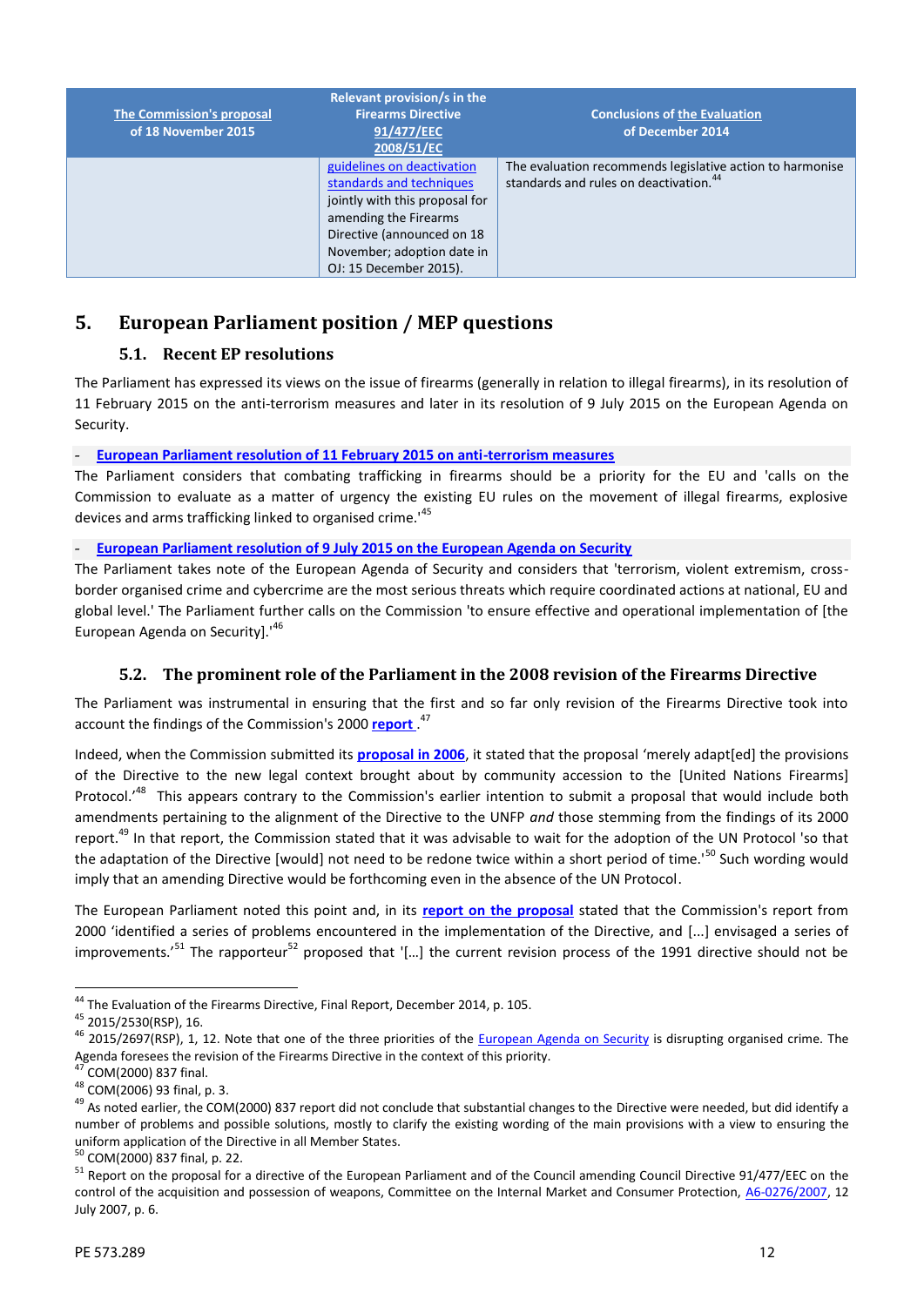| The Commission's proposal of 18 November 2015 | Relevant provision/s in the Firearms Directive 91/477/EEC 2008/51/EC | Conclusions of the Evaluation of December 2014 |
|---|---|---|
| | guidelines on deactivation standards and techniques jointly with this proposal for amending the Firearms Directive (announced on 18 November; adoption date in OJ: 15 December 2015). | The evaluation recommends legislative action to harmonise standards and rules on deactivation.[44] |

## 5. European Parliament position / MEP questions

### 5.1. Recent EP resolutions

The Parliament has expressed its views on the issue of firearms (generally in relation to illegal firearms), in its resolution of 11 February 2015 on the anti-terrorism measures and later in its resolution of 9 July 2015 on the European Agenda on Security.

- **European Parliament resolution of 11 February 2015 on anti-terrorism measures**

The Parliament considers that combating trafficking in firearms should be a priority for the EU and 'calls on the Commission to evaluate as a matter of urgency the existing EU rules on the movement of illegal firearms, explosive devices and arms trafficking linked to organised crime.'[45]

- **European Parliament resolution of 9 July 2015 on the European Agenda on Security**

The Parliament takes note of the European Agenda of Security and considers that 'terrorism, violent extremism, cross-border organised crime and cybercrime are the most serious threats which require coordinated actions at national, EU and global level.' The Parliament further calls on the Commission 'to ensure effective and operational implementation of [the European Agenda on Security].'[46]

### 5.2. The prominent role of the Parliament in the 2008 revision of the Firearms Directive

The Parliament was instrumental in ensuring that the first and so far only revision of the Firearms Directive took into account the findings of the Commission's 2000 **report** .[47]

Indeed, when the Commission submitted its **proposal in 2006**, it stated that the proposal 'merely adapt[ed] the provisions of the Directive to the new legal context brought about by community accession to the [United Nations Firearms] Protocol.'[48] This appears contrary to the Commission's earlier intention to submit a proposal that would include both amendments pertaining to the alignment of the Directive to the UNFP *and* those stemming from the findings of its 2000 report.[49] In that report, the Commission stated that it was advisable to wait for the adoption of the UN Protocol 'so that the adaptation of the Directive [would] not need to be redone twice within a short period of time.'[50] Such wording would imply that an amending Directive would be forthcoming even in the absence of the UN Protocol.

The European Parliament noted this point and, in its **report on the proposal** stated that the Commission's report from 2000 'identified a series of problems encountered in the implementation of the Directive, and [...] envisaged a series of improvements.'[51] The rapporteur[52] proposed that '[…] the current revision process of the 1991 directive should not be

---

[44] The Evaluation of the Firearms Directive, Final Report, December 2014, p. 105.

[45] 2015/2530(RSP), 16.

[46] 2015/2697(RSP), 1, 12. Note that one of the three priorities of the European Agenda on Security is disrupting organised crime. The Agenda foresees the revision of the Firearms Directive in the context of this priority.

[47] COM(2000) 837 final.

[48] COM(2006) 93 final, p. 3.

[49] As noted earlier, the COM(2000) 837 report did not conclude that substantial changes to the Directive were needed, but did identify a number of problems and possible solutions, mostly to clarify the existing wording of the main provisions with a view to ensuring the uniform application of the Directive in all Member States.

[50] COM(2000) 837 final, p. 22.

[51] Report on the proposal for a directive of the European Parliament and of the Council amending Council Directive 91/477/EEC on the control of the acquisition and possession of weapons, Committee on the Internal Market and Consumer Protection, A6-0276/2007, 12 July 2007, p. 6.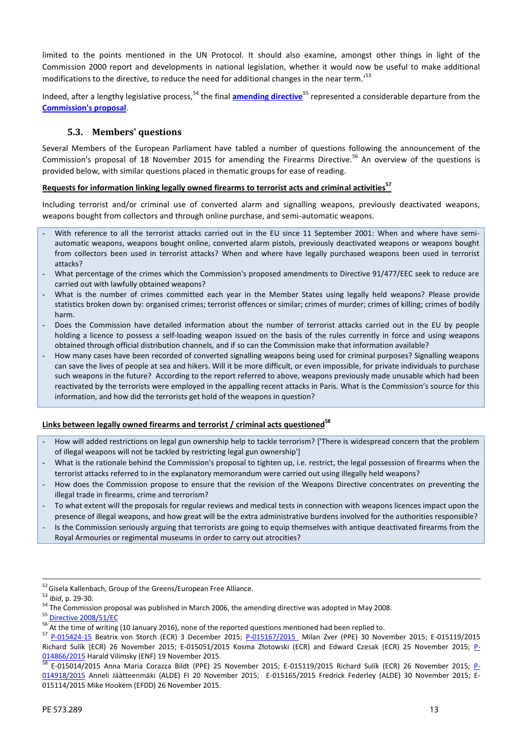limited to the points mentioned in the UN Protocol. It should also examine, amongst other things in light of the Commission 2000 report and developments in national legislation, whether it would now be useful to make additional modifications to the directive, to reduce the need for additional changes in the near term.'[53]

Indeed, after a lengthy legislative process,[54] the final **amending directive**[55] represented a considerable departure from the **Commission's proposal**.

### 5.3. Members' questions

Several Members of the European Parliament have tabled a number of questions following the announcement of the Commission's proposal of 18 November 2015 for amending the Firearms Directive.[56] An overview of the questions is provided below, with similar questions placed in thematic groups for ease of reading.

**Requests for information linking legally owned firearms to terrorist acts and criminal activities[57]**

Including terrorist and/or criminal use of converted alarm and signalling weapons, previously deactivated weapons, weapons bought from collectors and through online purchase, and semi-automatic weapons.

- With reference to all the terrorist attacks carried out in the EU since 11 September 2001: When and where have semi-automatic weapons, weapons bought online, converted alarm pistols, previously deactivated weapons or weapons bought from collectors been used in terrorist attacks? When and where have legally purchased weapons been used in terrorist attacks?
- What percentage of the crimes which the Commission's proposed amendments to Directive 91/477/EEC seek to reduce are carried out with lawfully obtained weapons?
- What is the number of crimes committed each year in the Member States using legally held weapons? Please provide statistics broken down by: organised crimes; terrorist offences or similar; crimes of murder; crimes of killing; crimes of bodily harm.
- Does the Commission have detailed information about the number of terrorist attacks carried out in the EU by people holding a licence to possess a self-loading weapon issued on the basis of the rules currently in force and using weapons obtained through official distribution channels, and if so can the Commission make that information available?
- How many cases have been recorded of converted signalling weapons being used for criminal purposes? Signalling weapons can save the lives of people at sea and hikers. Will it be more difficult, or even impossible, for private individuals to purchase such weapons in the future? According to the report referred to above, weapons previously made unusable which had been reactivated by the terrorists were employed in the appalling recent attacks in Paris. What is the Commission's source for this information, and how did the terrorists get hold of the weapons in question?

**Links between legally owned firearms and terrorist / criminal acts questioned[58]**

- How will added restrictions on legal gun ownership help to tackle terrorism? ['There is widespread concern that the problem of illegal weapons will not be tackled by restricting legal gun ownership']
- What is the rationale behind the Commission's proposal to tighten up, i.e. restrict, the legal possession of firearms when the terrorist attacks referred to in the explanatory memorandum were carried out using illegally held weapons?
- How does the Commission propose to ensure that the revision of the Weapons Directive concentrates on preventing the illegal trade in firearms, crime and terrorism?
- To what extent will the proposals for regular reviews and medical tests in connection with weapons licences impact upon the presence of illegal weapons, and how great will be the extra administrative burdens involved for the authorities responsible?
- Is the Commission seriously arguing that terrorists are going to equip themselves with antique deactivated firearms from the Royal Armouries or regimental museums in order to carry out atrocities?

---

[52] Gisela Kallenbach, Group of the Greens/European Free Alliance.

[53] *Ibid*, p. 29-30.

[54] The Commission proposal was published in March 2006, the amending directive was adopted in May 2008.

[55] Directive 2008/51/EC

[56] At the time of writing (10 January 2016), none of the reported questions mentioned had been replied to.

[57] P-015424-15 Beatrix von Storch (ECR) 3 December 2015; P-015167/2015 Milan Zver (PPE) 30 November 2015; E-015119/2015 Richard Sulík (ECR) 26 November 2015; E-015051/2015 Kosma Złotowski (ECR) and Edward Czesak (ECR) 25 November 2015; P-014866/2015 Harald Vilimsky (ENF) 19 November 2015.

[58] E-015014/2015 Anna Maria Corazza Bildt (PPE) 25 November 2015; E-015119/2015 Richard Sulík (ECR) 26 November 2015; P-014918/2015 Anneli Jäätteenmäki (ALDE) FI 20 November 2015; E-015165/2015 Fredrick Federley (ALDE) 30 November 2015; E-015114/2015 Mike Hookem (EFDD) 26 November 2015.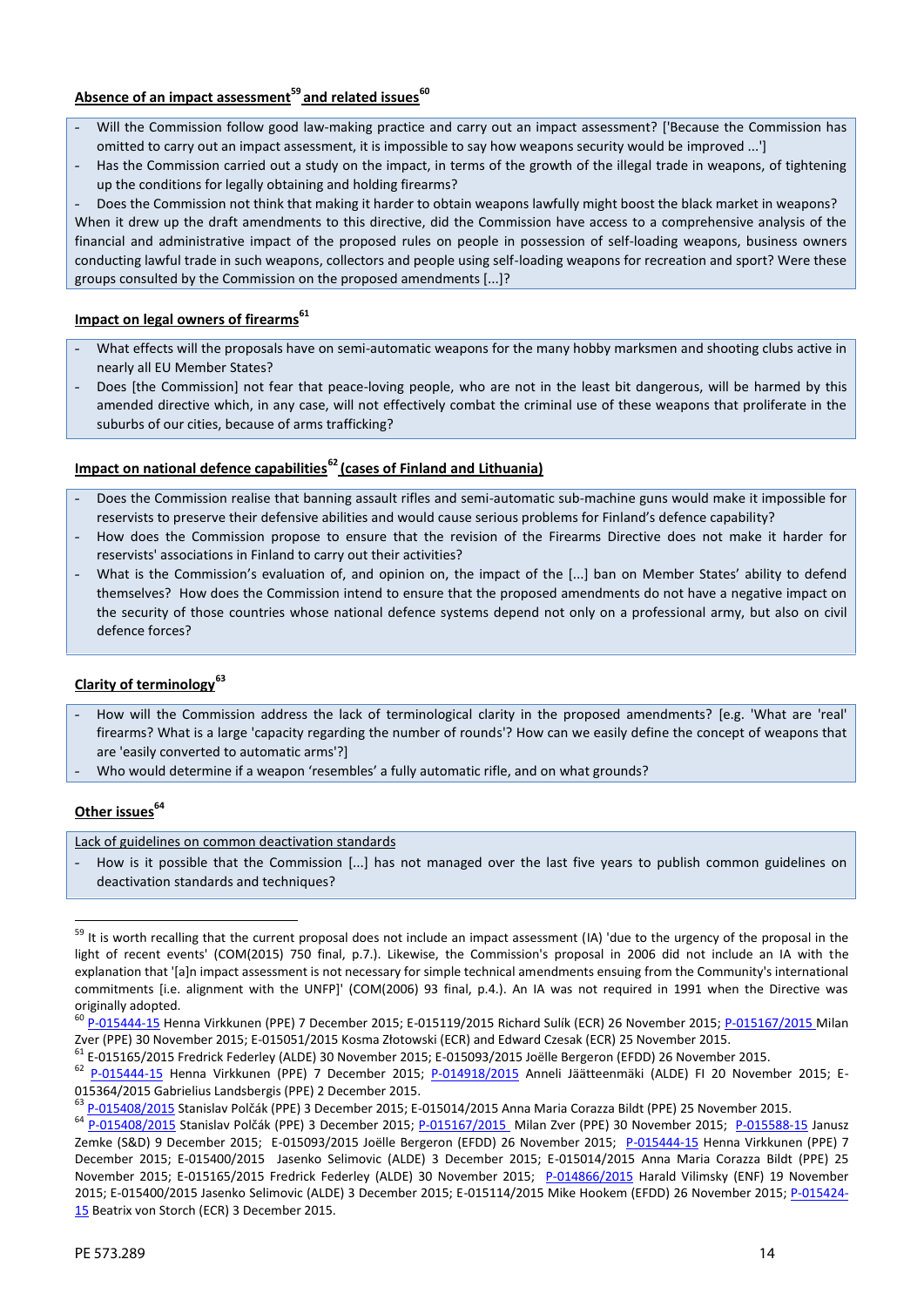## Absence of an impact assessment[59] and related issues[60]

- Will the Commission follow good law-making practice and carry out an impact assessment? ['Because the Commission has omitted to carry out an impact assessment, it is impossible to say how weapons security would be improved ...']
- Has the Commission carried out a study on the impact, in terms of the growth of the illegal trade in weapons, of tightening up the conditions for legally obtaining and holding firearms?
- Does the Commission not think that making it harder to obtain weapons lawfully might boost the black market in weapons?

When it drew up the draft amendments to this directive, did the Commission have access to a comprehensive analysis of the financial and administrative impact of the proposed rules on people in possession of self-loading weapons, business owners conducting lawful trade in such weapons, collectors and people using self-loading weapons for recreation and sport? Were these groups consulted by the Commission on the proposed amendments [...]?

## Impact on legal owners of firearms[61]

- What effects will the proposals have on semi-automatic weapons for the many hobby marksmen and shooting clubs active in nearly all EU Member States?
- Does [the Commission] not fear that peace-loving people, who are not in the least bit dangerous, will be harmed by this amended directive which, in any case, will not effectively combat the criminal use of these weapons that proliferate in the suburbs of our cities, because of arms trafficking?

## Impact on national defence capabilities[62] (cases of Finland and Lithuania)

- Does the Commission realise that banning assault rifles and semi-automatic sub-machine guns would make it impossible for reservists to preserve their defensive abilities and would cause serious problems for Finland's defence capability?
- How does the Commission propose to ensure that the revision of the Firearms Directive does not make it harder for reservists' associations in Finland to carry out their activities?
- What is the Commission's evaluation of, and opinion on, the impact of the [...] ban on Member States' ability to defend themselves? How does the Commission intend to ensure that the proposed amendments do not have a negative impact on the security of those countries whose national defence systems depend not only on a professional army, but also on civil defence forces?

## Clarity of terminology[63]

- How will the Commission address the lack of terminological clarity in the proposed amendments? [e.g. 'What are 'real' firearms? What is a large 'capacity regarding the number of rounds'? How can we easily define the concept of weapons that are 'easily converted to automatic arms'?]
- Who would determine if a weapon 'resembles' a fully automatic rifle, and on what grounds?

## Other issues[64]

Lack of guidelines on common deactivation standards

- How is it possible that the Commission [...] has not managed over the last five years to publish common guidelines on deactivation standards and techniques?

---

[59] It is worth recalling that the current proposal does not include an impact assessment (IA) 'due to the urgency of the proposal in the light of recent events' (COM(2015) 750 final, p.7.). Likewise, the Commission's proposal in 2006 did not include an IA with the explanation that '[a]n impact assessment is not necessary for simple technical amendments ensuing from the Community's international commitments [i.e. alignment with the UNFP]' (COM(2006) 93 final, p.4.). An IA was not required in 1991 when the Directive was originally adopted.

[60] P-015444-15 Henna Virkkunen (PPE) 7 December 2015; E-015119/2015 Richard Sulík (ECR) 26 November 2015; P-015167/2015 Milan Zver (PPE) 30 November 2015; E-015051/2015 Kosma Złotowski (ECR) and Edward Czesak (ECR) 25 November 2015.

[61] E-015165/2015 Fredrick Federley (ALDE) 30 November 2015; E-015093/2015 Joëlle Bergeron (EFDD) 26 November 2015.

[62] P-015444-15 Henna Virkkunen (PPE) 7 December 2015; P-014918/2015 Anneli Jäätteenmäki (ALDE) FI 20 November 2015; E-015364/2015 Gabrielius Landsbergis (PPE) 2 December 2015.

[63] P-015408/2015 Stanislav Polčák (PPE) 3 December 2015; E-015014/2015 Anna Maria Corazza Bildt (PPE) 25 November 2015.

[64] P-015408/2015 Stanislav Polčák (PPE) 3 December 2015; P-015167/2015 Milan Zver (PPE) 30 November 2015; P-015588-15 Janusz Zemke (S&D) 9 December 2015; E-015093/2015 Joëlle Bergeron (EFDD) 26 November 2015; P-015444-15 Henna Virkkunen (PPE) 7 December 2015; E-015400/2015 Jasenko Selimovic (ALDE) 3 December 2015; E-015014/2015 Anna Maria Corazza Bildt (PPE) 25 November 2015; E-015165/2015 Fredrick Federley (ALDE) 30 November 2015; P-014866/2015 Harald Vilimsky (ENF) 19 November 2015; E-015400/2015 Jasenko Selimovic (ALDE) 3 December 2015; E-015114/2015 Mike Hookem (EFDD) 26 November 2015; P-015424-15 Beatrix von Storch (ECR) 3 December 2015.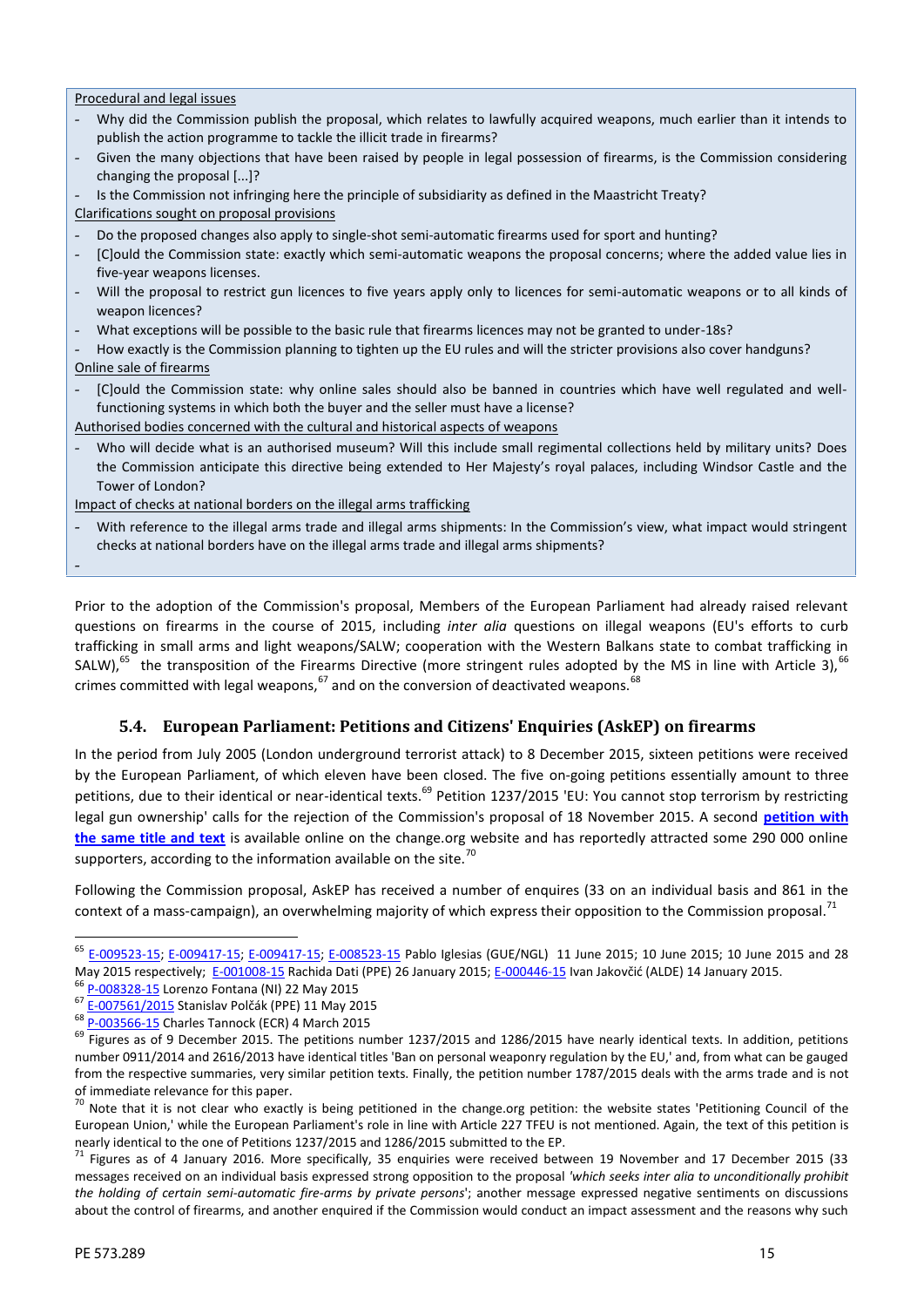Procedural and legal issues

- Why did the Commission publish the proposal, which relates to lawfully acquired weapons, much earlier than it intends to publish the action programme to tackle the illicit trade in firearms?
- Given the many objections that have been raised by people in legal possession of firearms, is the Commission considering changing the proposal [...]?
- Is the Commission not infringing here the principle of subsidiarity as defined in the Maastricht Treaty?

Clarifications sought on proposal provisions

- Do the proposed changes also apply to single-shot semi-automatic firearms used for sport and hunting?
- [C]ould the Commission state: exactly which semi-automatic weapons the proposal concerns; where the added value lies in five-year weapons licenses.
- Will the proposal to restrict gun licences to five years apply only to licences for semi-automatic weapons or to all kinds of weapon licences?
- What exceptions will be possible to the basic rule that firearms licences may not be granted to under-18s?
- How exactly is the Commission planning to tighten up the EU rules and will the stricter provisions also cover handguns?

Online sale of firearms

- [C]ould the Commission state: why online sales should also be banned in countries which have well regulated and well-functioning systems in which both the buyer and the seller must have a license?

Authorised bodies concerned with the cultural and historical aspects of weapons

- Who will decide what is an authorised museum? Will this include small regimental collections held by military units? Does the Commission anticipate this directive being extended to Her Majesty's royal palaces, including Windsor Castle and the Tower of London?

Impact of checks at national borders on the illegal arms trafficking

- With reference to the illegal arms trade and illegal arms shipments: In the Commission's view, what impact would stringent checks at national borders have on the illegal arms trade and illegal arms shipments?
-

Prior to the adoption of the Commission's proposal, Members of the European Parliament had already raised relevant questions on firearms in the course of 2015, including *inter alia* questions on illegal weapons (EU's efforts to curb trafficking in small arms and light weapons/SALW; cooperation with the Western Balkans state to combat trafficking in SALW),[65] the transposition of the Firearms Directive (more stringent rules adopted by the MS in line with Article 3),[66] crimes committed with legal weapons,[67] and on the conversion of deactivated weapons.[68]

## 5.4. European Parliament: Petitions and Citizens' Enquiries (AskEP) on firearms

In the period from July 2005 (London underground terrorist attack) to 8 December 2015, sixteen petitions were received by the European Parliament, of which eleven have been closed. The five on-going petitions essentially amount to three petitions, due to their identical or near-identical texts.[69] Petition 1237/2015 'EU: You cannot stop terrorism by restricting legal gun ownership' calls for the rejection of the Commission's proposal of 18 November 2015. A second **petition with the same title and text** is available online on the change.org website and has reportedly attracted some 290 000 online supporters, according to the information available on the site.[70]

Following the Commission proposal, AskEP has received a number of enquires (33 on an individual basis and 861 in the context of a mass-campaign), an overwhelming majority of which express their opposition to the Commission proposal.[71]

---

[65] E-009523-15; E-009417-15; E-009417-15; E-008523-15 Pablo Iglesias (GUE/NGL) 11 June 2015; 10 June 2015; 10 June 2015 and 28 May 2015 respectively; E-001008-15 Rachida Dati (PPE) 26 January 2015; E-000446-15 Ivan Jakovčić (ALDE) 14 January 2015.

[66] P-008328-15 Lorenzo Fontana (NI) 22 May 2015

[67] E-007561/2015 Stanislav Polčák (PPE) 11 May 2015

[68] P-003566-15 Charles Tannock (ECR) 4 March 2015

[69] Figures as of 9 December 2015. The petitions number 1237/2015 and 1286/2015 have nearly identical texts. In addition, petitions number 0911/2014 and 2616/2013 have identical titles 'Ban on personal weaponry regulation by the EU,' and, from what can be gauged from the respective summaries, very similar petition texts. Finally, the petition number 1787/2015 deals with the arms trade and is not of immediate relevance for this paper.

[70] Note that it is not clear who exactly is being petitioned in the change.org petition: the website states 'Petitioning Council of the European Union,' while the European Parliament's role in line with Article 227 TFEU is not mentioned. Again, the text of this petition is nearly identical to the one of Petitions 1237/2015 and 1286/2015 submitted to the EP.

[71] Figures as of 4 January 2016. More specifically, 35 enquiries were received between 19 November and 17 December 2015 (33 messages received on an individual basis expressed strong opposition to the proposal *'which seeks inter alia to unconditionally prohibit the holding of certain semi-automatic fire-arms by private persons'*; another message expressed negative sentiments on discussions about the control of firearms, and another enquired if the Commission would conduct an impact assessment and the reasons why such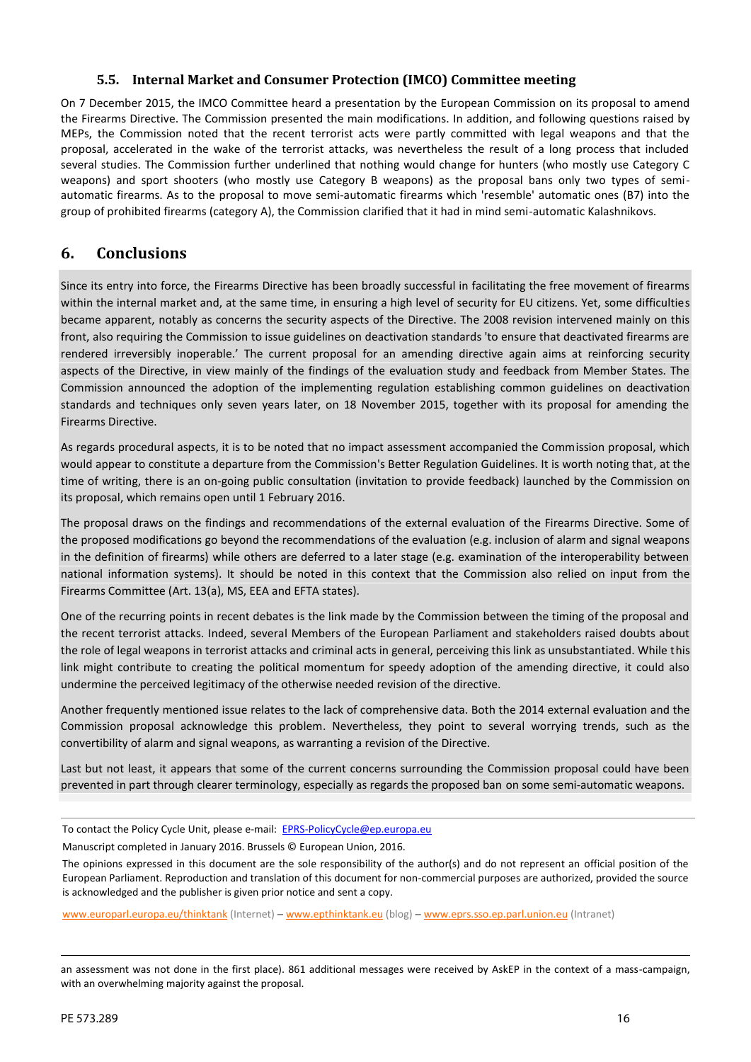### 5.5. Internal Market and Consumer Protection (IMCO) Committee meeting

On 7 December 2015, the IMCO Committee heard a presentation by the European Commission on its proposal to amend the Firearms Directive. The Commission presented the main modifications. In addition, and following questions raised by MEPs, the Commission noted that the recent terrorist acts were partly committed with legal weapons and that the proposal, accelerated in the wake of the terrorist attacks, was nevertheless the result of a long process that included several studies. The Commission further underlined that nothing would change for hunters (who mostly use Category C weapons) and sport shooters (who mostly use Category B weapons) as the proposal bans only two types of semi-automatic firearms. As to the proposal to move semi-automatic firearms which 'resemble' automatic ones (B7) into the group of prohibited firearms (category A), the Commission clarified that it had in mind semi-automatic Kalashnikovs.

## 6. Conclusions

Since its entry into force, the Firearms Directive has been broadly successful in facilitating the free movement of firearms within the internal market and, at the same time, in ensuring a high level of security for EU citizens. Yet, some difficulties became apparent, notably as concerns the security aspects of the Directive. The 2008 revision intervened mainly on this front, also requiring the Commission to issue guidelines on deactivation standards 'to ensure that deactivated firearms are rendered irreversibly inoperable.' The current proposal for an amending directive again aims at reinforcing security aspects of the Directive, in view mainly of the findings of the evaluation study and feedback from Member States. The Commission announced the adoption of the implementing regulation establishing common guidelines on deactivation standards and techniques only seven years later, on 18 November 2015, together with its proposal for amending the Firearms Directive.

As regards procedural aspects, it is to be noted that no impact assessment accompanied the Commission proposal, which would appear to constitute a departure from the Commission's Better Regulation Guidelines. It is worth noting that, at the time of writing, there is an on-going public consultation (invitation to provide feedback) launched by the Commission on its proposal, which remains open until 1 February 2016.

The proposal draws on the findings and recommendations of the external evaluation of the Firearms Directive. Some of the proposed modifications go beyond the recommendations of the evaluation (e.g. inclusion of alarm and signal weapons in the definition of firearms) while others are deferred to a later stage (e.g. examination of the interoperability between national information systems). It should be noted in this context that the Commission also relied on input from the Firearms Committee (Art. 13(a), MS, EEA and EFTA states).

One of the recurring points in recent debates is the link made by the Commission between the timing of the proposal and the recent terrorist attacks. Indeed, several Members of the European Parliament and stakeholders raised doubts about the role of legal weapons in terrorist attacks and criminal acts in general, perceiving this link as unsubstantiated. While this link might contribute to creating the political momentum for speedy adoption of the amending directive, it could also undermine the perceived legitimacy of the otherwise needed revision of the directive.

Another frequently mentioned issue relates to the lack of comprehensive data. Both the 2014 external evaluation and the Commission proposal acknowledge this problem. Nevertheless, they point to several worrying trends, such as the convertibility of alarm and signal weapons, as warranting a revision of the Directive.

Last but not least, it appears that some of the current concerns surrounding the Commission proposal could have been prevented in part through clearer terminology, especially as regards the proposed ban on some semi-automatic weapons.

To contact the Policy Cycle Unit, please e-mail: EPRS-PolicyCycle@ep.europa.eu

Manuscript completed in January 2016. Brussels © European Union, 2016.

The opinions expressed in this document are the sole responsibility of the author(s) and do not represent an official position of the European Parliament. Reproduction and translation of this document for non-commercial purposes are authorized, provided the source is acknowledged and the publisher is given prior notice and sent a copy.

www.europarl.europa.eu/thinktank (Internet) – www.epthinktank.eu (blog) – www.eprs.sso.ep.parl.union.eu (Intranet)

an assessment was not done in the first place). 861 additional messages were received by AskEP in the context of a mass-campaign, with an overwhelming majority against the proposal.